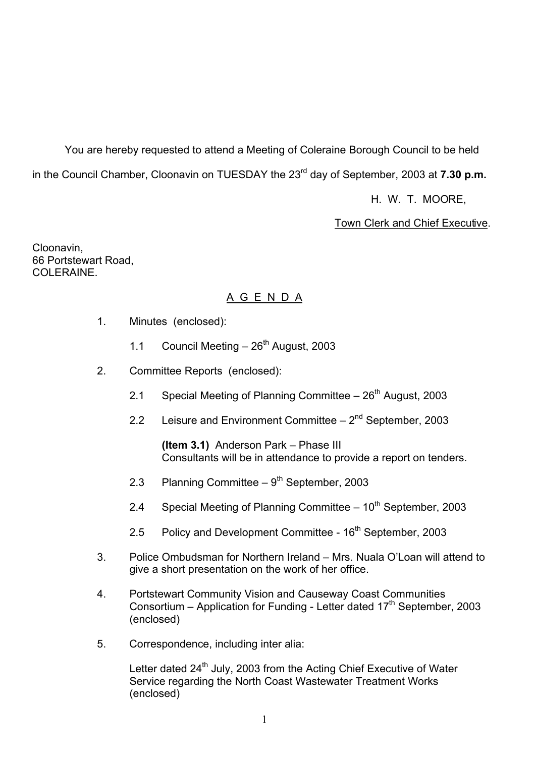You are hereby requested to attend a Meeting of Coleraine Borough Council to be held in the Council Chamber, Cloonavin on TUESDAY the 23rd day of September, 2003 at **7.30 p.m.**

H. W. T. MOORE,

Town Clerk and Chief Executive.

Cloonavin,
66 Portstewart Road,
COLERAINE.

## A G E N D A

1. Minutes (enclosed):

    1.1 Council Meeting – 26th August, 2003

2. Committee Reports (enclosed):

    2.1 Special Meeting of Planning Committee – 26th August, 2003

    2.2 Leisure and Environment Committee – 2nd September, 2003

    **(Item 3.1)** Anderson Park – Phase III
    Consultants will be in attendance to provide a report on tenders.

    2.3 Planning Committee – 9th September, 2003

    2.4 Special Meeting of Planning Committee – 10th September, 2003

    2.5 Policy and Development Committee - 16th September, 2003

3. Police Ombudsman for Northern Ireland – Mrs. Nuala O'Loan will attend to give a short presentation on the work of her office.

4. Portstewart Community Vision and Causeway Coast Communities Consortium – Application for Funding - Letter dated 17th September, 2003 (enclosed)

5. Correspondence, including inter alia:

    Letter dated 24th July, 2003 from the Acting Chief Executive of Water Service regarding the North Coast Wastewater Treatment Works (enclosed)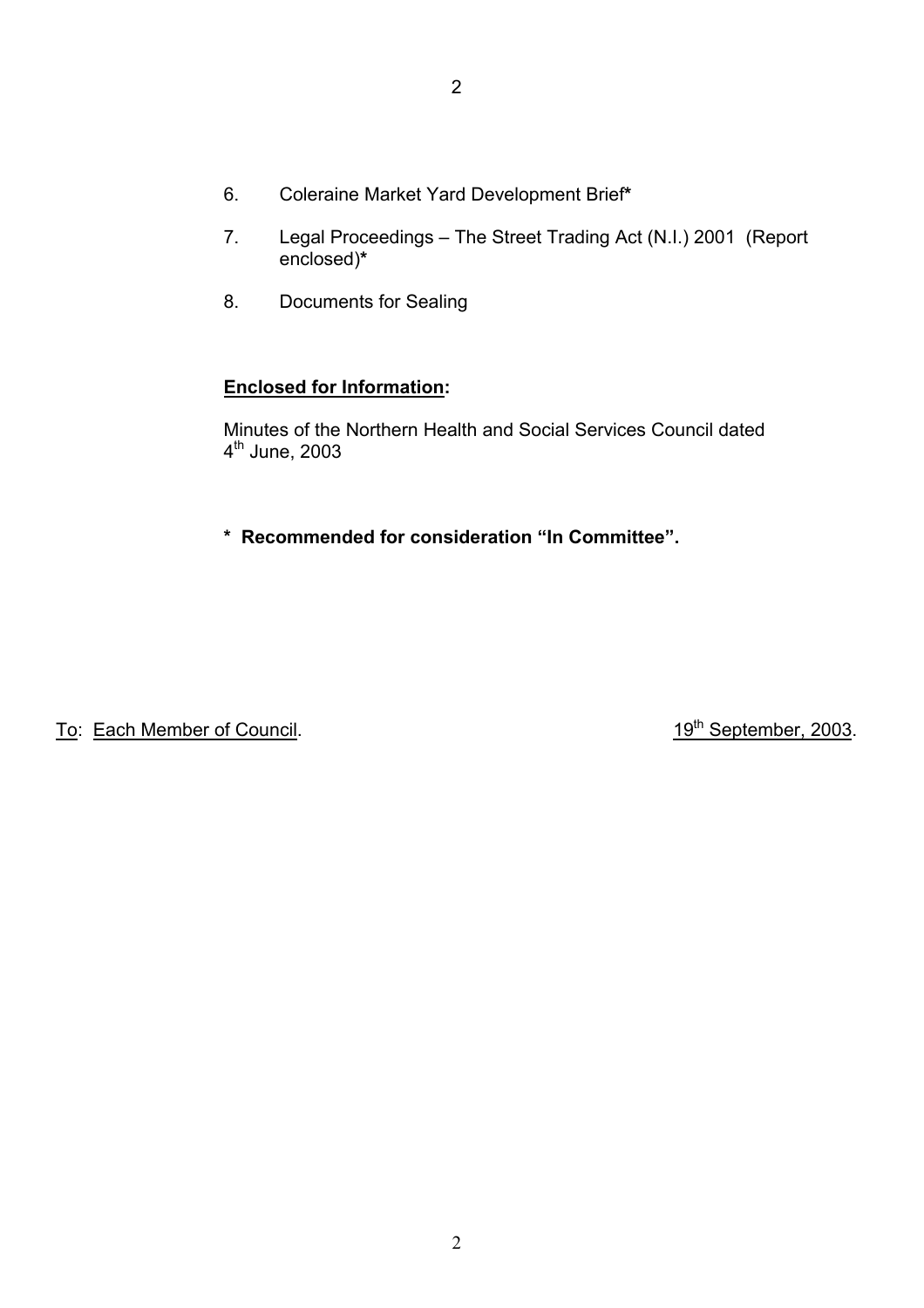6. Coleraine Market Yard Development Brief*

7. Legal Proceedings – The Street Trading Act (N.I.) 2001 (Report enclosed)*

8. Documents for Sealing

**Enclosed for Information:**

Minutes of the Northern Health and Social Services Council dated 4th June, 2003

**\* Recommended for consideration "In Committee".**

To: Each Member of Council. 19th September, 2003.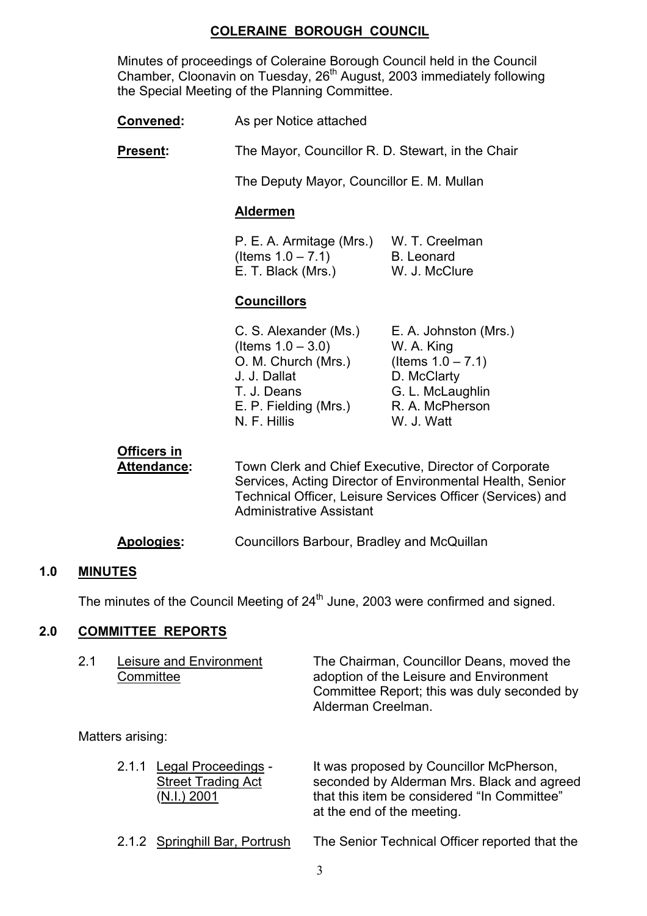# COLERAINE BOROUGH COUNCIL

Minutes of proceedings of Coleraine Borough Council held in the Council Chamber, Cloonavin on Tuesday, 26th August, 2003 immediately following the Special Meeting of the Planning Committee.

**Convened:** As per Notice attached

**Present:** The Mayor, Councillor R. D. Stewart, in the Chair

The Deputy Mayor, Councillor E. M. Mullan

**Aldermen**

| | |
|---|---|
| P. E. A. Armitage (Mrs.) (Items 1.0 – 7.1) | W. T. Creelman |
| E. T. Black (Mrs.) | B. Leonard |
| | W. J. McClure |

**Councillors**

| | |
|---|---|
| C. S. Alexander (Ms.) (Items 1.0 – 3.0) | E. A. Johnston (Mrs.) |
| O. M. Church (Mrs.) | W. A. King (Items 1.0 – 7.1) |
| J. J. Dallat | D. McClarty |
| T. J. Deans | G. L. McLaughlin |
| E. P. Fielding (Mrs.) | R. A. McPherson |
| N. F. Hillis | W. J. Watt |

**Officers in Attendance:** Town Clerk and Chief Executive, Director of Corporate Services, Acting Director of Environmental Health, Senior Technical Officer, Leisure Services Officer (Services) and Administrative Assistant

**Apologies:** Councillors Barbour, Bradley and McQuillan

## 1.0 MINUTES

The minutes of the Council Meeting of 24th June, 2003 were confirmed and signed.

## 2.0 COMMITTEE REPORTS

2.1 Leisure and Environment Committee — The Chairman, Councillor Deans, moved the adoption of the Leisure and Environment Committee Report; this was duly seconded by Alderman Creelman.

Matters arising:

2.1.1 Legal Proceedings - Street Trading Act (N.I.) 2001 — It was proposed by Councillor McPherson, seconded by Alderman Mrs. Black and agreed that this item be considered "In Committee" at the end of the meeting.

2.1.2 Springhill Bar, Portrush — The Senior Technical Officer reported that the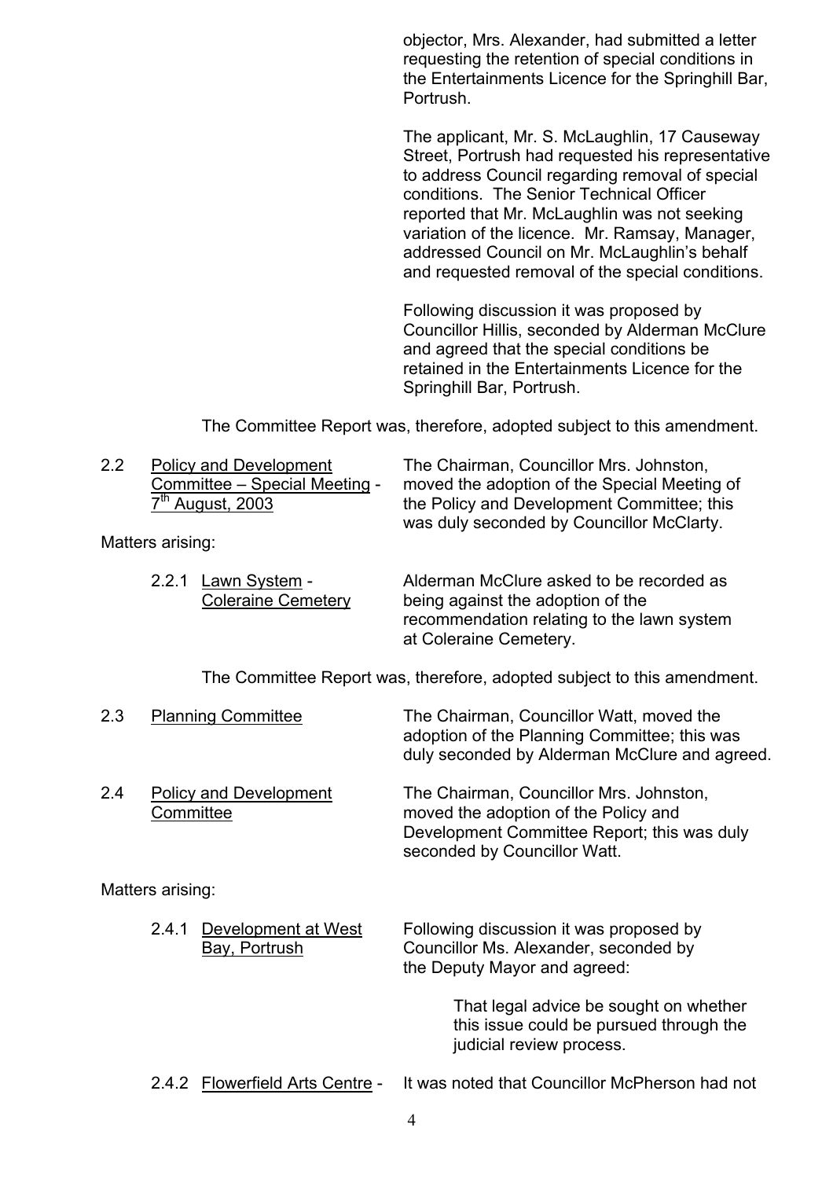objector, Mrs. Alexander, had submitted a letter requesting the retention of special conditions in the Entertainments Licence for the Springhill Bar, Portrush.

The applicant, Mr. S. McLaughlin, 17 Causeway Street, Portrush had requested his representative to address Council regarding removal of special conditions. The Senior Technical Officer reported that Mr. McLaughlin was not seeking variation of the licence. Mr. Ramsay, Manager, addressed Council on Mr. McLaughlin's behalf and requested removal of the special conditions.

Following discussion it was proposed by Councillor Hillis, seconded by Alderman McClure and agreed that the special conditions be retained in the Entertainments Licence for the Springhill Bar, Portrush.

The Committee Report was, therefore, adopted subject to this amendment.

2.2 Policy and Development Committee – Special Meeting - 7th August, 2003

The Chairman, Councillor Mrs. Johnston, moved the adoption of the Special Meeting of the Policy and Development Committee; this was duly seconded by Councillor McClarty.

Matters arising:

2.2.1 Lawn System - Coleraine Cemetery

Alderman McClure asked to be recorded as being against the adoption of the recommendation relating to the lawn system at Coleraine Cemetery.

The Committee Report was, therefore, adopted subject to this amendment.

2.3 Planning Committee

The Chairman, Councillor Watt, moved the adoption of the Planning Committee; this was duly seconded by Alderman McClure and agreed.

2.4 Policy and Development Committee

The Chairman, Councillor Mrs. Johnston, moved the adoption of the Policy and Development Committee Report; this was duly seconded by Councillor Watt.

Matters arising:

2.4.1 Development at West Bay, Portrush

Following discussion it was proposed by Councillor Ms. Alexander, seconded by the Deputy Mayor and agreed:

> That legal advice be sought on whether this issue could be pursued through the judicial review process.

2.4.2 Flowerfield Arts Centre -

It was noted that Councillor McPherson had not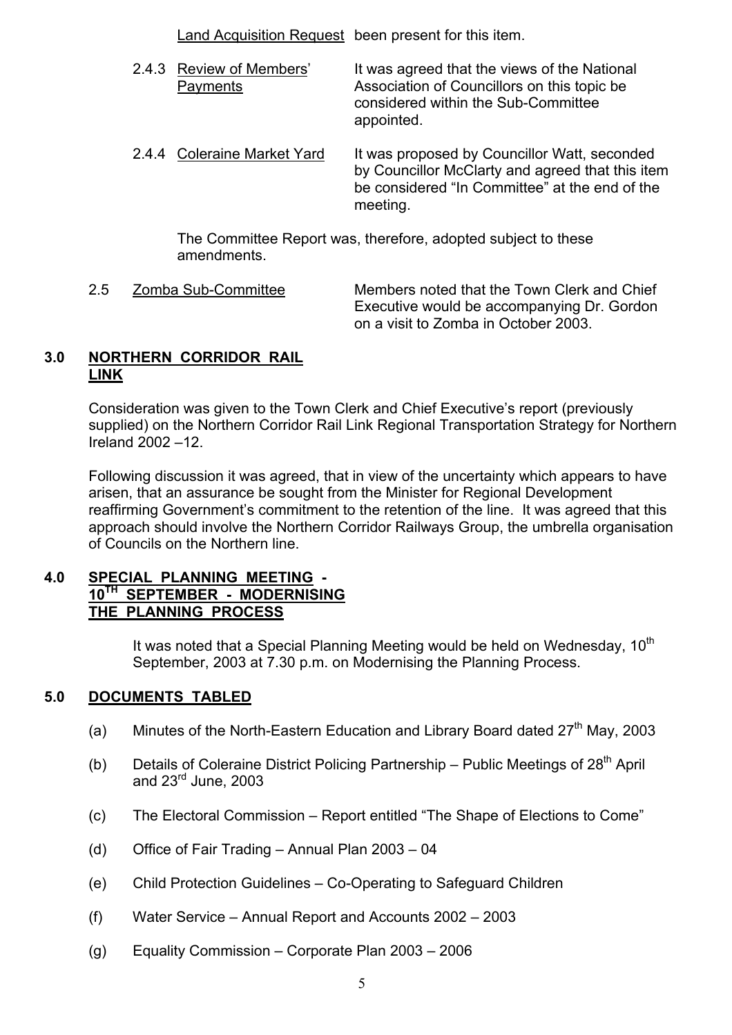Land Acquisition Request been present for this item.

2.4.3 Review of Members' Payments — It was agreed that the views of the National Association of Councillors on this topic be considered within the Sub-Committee appointed.

2.4.4 Coleraine Market Yard — It was proposed by Councillor Watt, seconded by Councillor McClarty and agreed that this item be considered "In Committee" at the end of the meeting.

The Committee Report was, therefore, adopted subject to these amendments.

2.5 Zomba Sub-Committee — Members noted that the Town Clerk and Chief Executive would be accompanying Dr. Gordon on a visit to Zomba in October 2003.

## 3.0 NORTHERN CORRIDOR RAIL LINK

Consideration was given to the Town Clerk and Chief Executive's report (previously supplied) on the Northern Corridor Rail Link Regional Transportation Strategy for Northern Ireland 2002 –12.

Following discussion it was agreed, that in view of the uncertainty which appears to have arisen, that an assurance be sought from the Minister for Regional Development reaffirming Government's commitment to the retention of the line. It was agreed that this approach should involve the Northern Corridor Railways Group, the umbrella organisation of Councils on the Northern line.

## 4.0 SPECIAL PLANNING MEETING - 10TH SEPTEMBER - MODERNISING THE PLANNING PROCESS

It was noted that a Special Planning Meeting would be held on Wednesday, 10th September, 2003 at 7.30 p.m. on Modernising the Planning Process.

## 5.0 DOCUMENTS TABLED

(a) Minutes of the North-Eastern Education and Library Board dated 27th May, 2003

(b) Details of Coleraine District Policing Partnership – Public Meetings of 28th April and 23rd June, 2003

(c) The Electoral Commission – Report entitled "The Shape of Elections to Come"

(d) Office of Fair Trading – Annual Plan 2003 – 04

(e) Child Protection Guidelines – Co-Operating to Safeguard Children

(f) Water Service – Annual Report and Accounts 2002 – 2003

(g) Equality Commission – Corporate Plan 2003 – 2006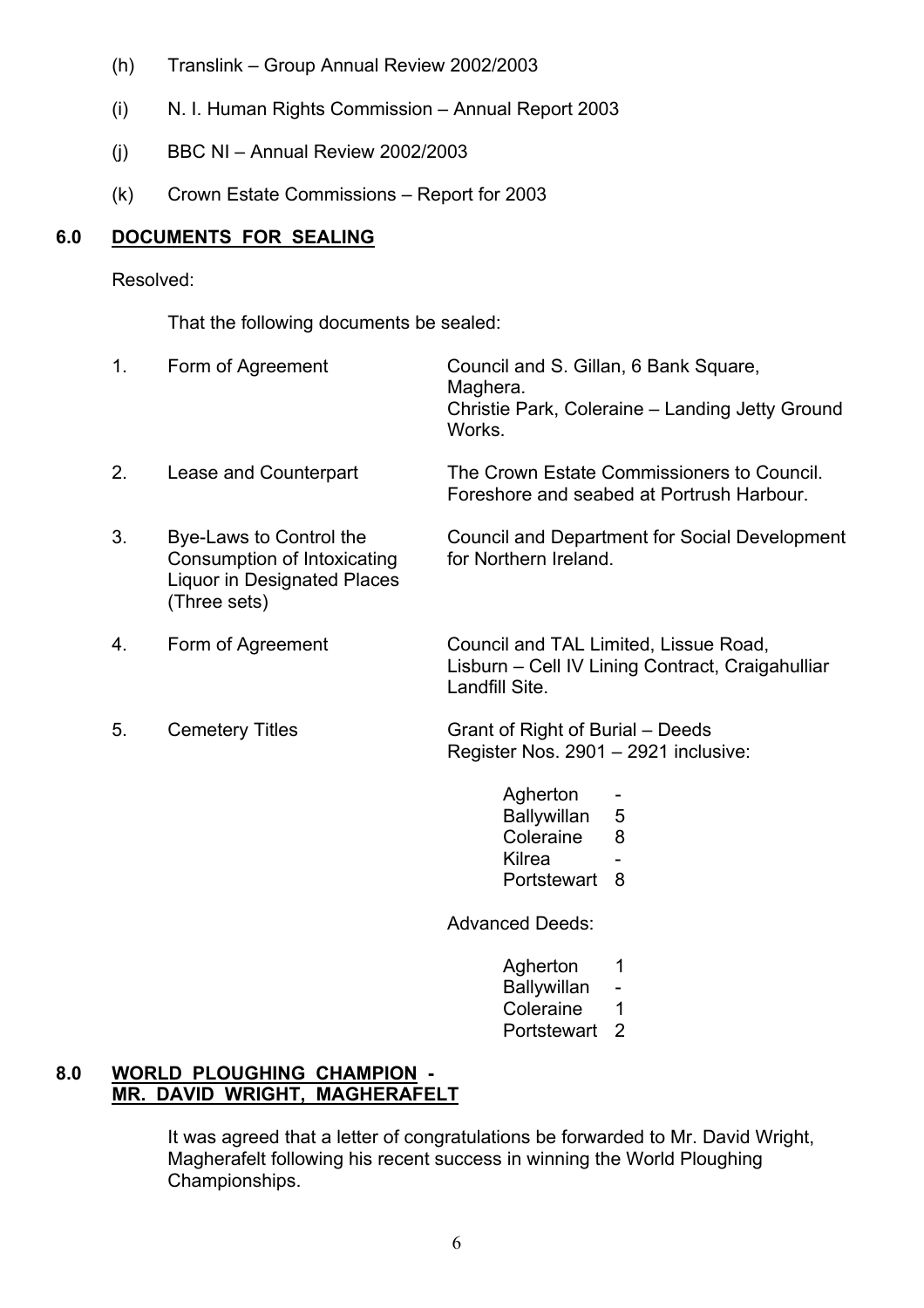(h) Translink – Group Annual Review 2002/2003

(i) N. I. Human Rights Commission – Annual Report 2003

(j) BBC NI – Annual Review 2002/2003

(k) Crown Estate Commissions – Report for 2003

## 6.0 DOCUMENTS FOR SEALING

Resolved:

That the following documents be sealed:

| | | |
|---|---|---|
| 1. | Form of Agreement | Council and S. Gillan, 6 Bank Square, Maghera. Christie Park, Coleraine – Landing Jetty Ground Works. |
| 2. | Lease and Counterpart | The Crown Estate Commissioners to Council. Foreshore and seabed at Portrush Harbour. |
| 3. | Bye-Laws to Control the Consumption of Intoxicating Liquor in Designated Places (Three sets) | Council and Department for Social Development for Northern Ireland. |
| 4. | Form of Agreement | Council and TAL Limited, Lissue Road, Lisburn – Cell IV Lining Contract, Craigahulliar Landfill Site. |
| 5. | Cemetery Titles | Grant of Right of Burial – Deeds Register Nos. 2901 – 2921 inclusive: |

| | |
|---|---|
| Agherton | - |
| Ballywillan | 5 |
| Coleraine | 8 |
| Kilrea | - |
| Portstewart | 8 |

Advanced Deeds:

| | |
|---|---|
| Agherton | 1 |
| Ballywillan | - |
| Coleraine | 1 |
| Portstewart | 2 |

## 8.0 WORLD PLOUGHING CHAMPION - MR. DAVID WRIGHT, MAGHERAFELT

It was agreed that a letter of congratulations be forwarded to Mr. David Wright, Magherafelt following his recent success in winning the World Ploughing Championships.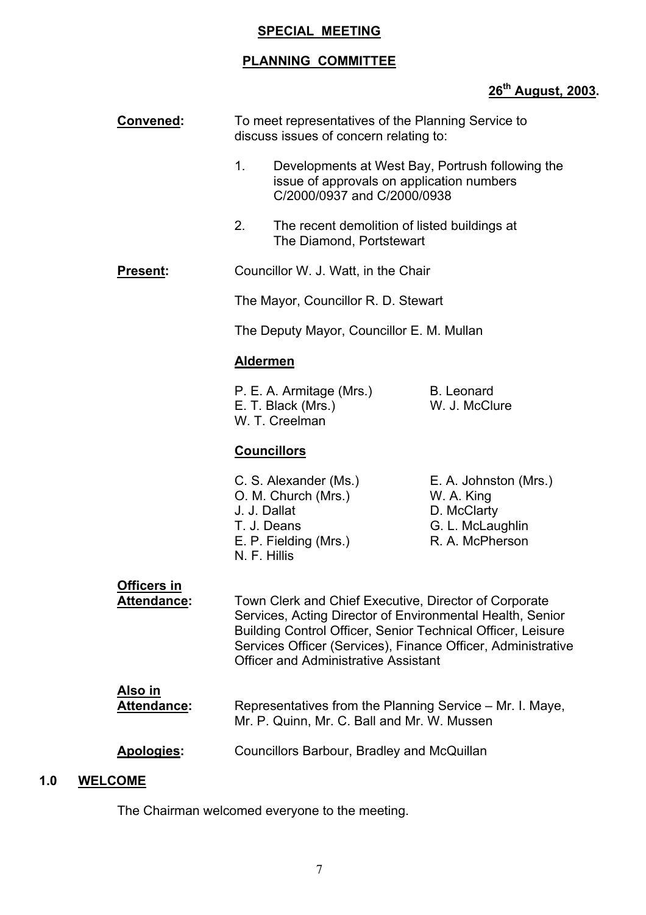**SPECIAL MEETING**

**PLANNING COMMITTEE**

**26th August, 2003.**

**Convened:** To meet representatives of the Planning Service to discuss issues of concern relating to:

1. Developments at West Bay, Portrush following the issue of approvals on application numbers C/2000/0937 and C/2000/0938

2. The recent demolition of listed buildings at The Diamond, Portstewart

**Present:** Councillor W. J. Watt, in the Chair

The Mayor, Councillor R. D. Stewart

The Deputy Mayor, Councillor E. M. Mullan

**Aldermen**

P. E. A. Armitage (Mrs.)
E. T. Black (Mrs.)
W. T. Creelman
B. Leonard
W. J. McClure

**Councillors**

C. S. Alexander (Ms.)
O. M. Church (Mrs.)
J. J. Dallat
T. J. Deans
E. P. Fielding (Mrs.)
N. F. Hillis
E. A. Johnston (Mrs.)
W. A. King
D. McClarty
G. L. McLaughlin
R. A. McPherson

**Officers in Attendance:** Town Clerk and Chief Executive, Director of Corporate Services, Acting Director of Environmental Health, Senior Building Control Officer, Senior Technical Officer, Leisure Services Officer (Services), Finance Officer, Administrative Officer and Administrative Assistant

**Also in Attendance:** Representatives from the Planning Service – Mr. I. Maye, Mr. P. Quinn, Mr. C. Ball and Mr. W. Mussen

**Apologies:** Councillors Barbour, Bradley and McQuillan

## 1.0 WELCOME

The Chairman welcomed everyone to the meeting.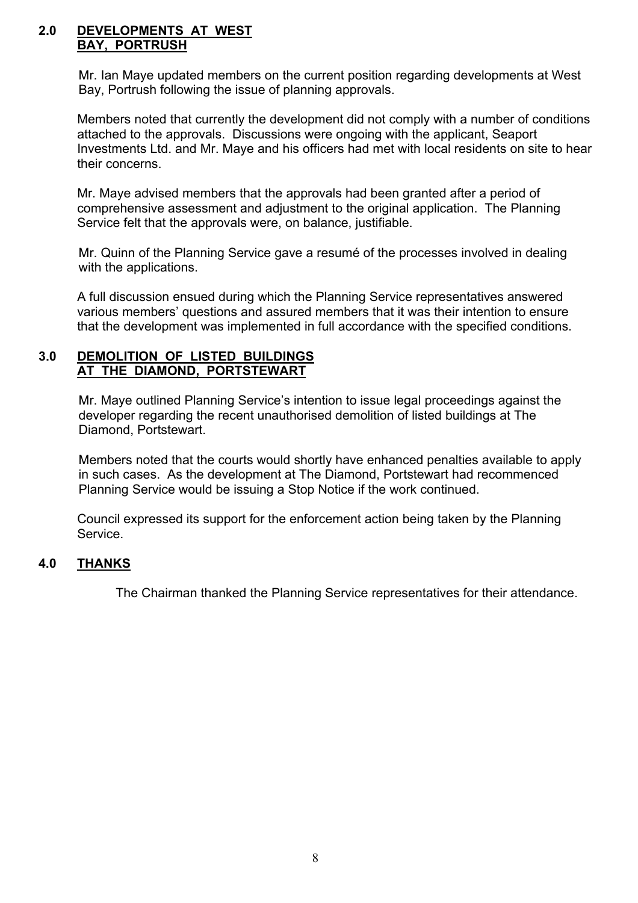## 2.0 DEVELOPMENTS AT WEST BAY, PORTRUSH

Mr. Ian Maye updated members on the current position regarding developments at West Bay, Portrush following the issue of planning approvals.

Members noted that currently the development did not comply with a number of conditions attached to the approvals. Discussions were ongoing with the applicant, Seaport Investments Ltd. and Mr. Maye and his officers had met with local residents on site to hear their concerns.

Mr. Maye advised members that the approvals had been granted after a period of comprehensive assessment and adjustment to the original application. The Planning Service felt that the approvals were, on balance, justifiable.

Mr. Quinn of the Planning Service gave a resumé of the processes involved in dealing with the applications.

A full discussion ensued during which the Planning Service representatives answered various members' questions and assured members that it was their intention to ensure that the development was implemented in full accordance with the specified conditions.

## 3.0 DEMOLITION OF LISTED BUILDINGS AT THE DIAMOND, PORTSTEWART

Mr. Maye outlined Planning Service's intention to issue legal proceedings against the developer regarding the recent unauthorised demolition of listed buildings at The Diamond, Portstewart.

Members noted that the courts would shortly have enhanced penalties available to apply in such cases. As the development at The Diamond, Portstewart had recommenced Planning Service would be issuing a Stop Notice if the work continued.

Council expressed its support for the enforcement action being taken by the Planning Service.

## 4.0 THANKS

The Chairman thanked the Planning Service representatives for their attendance.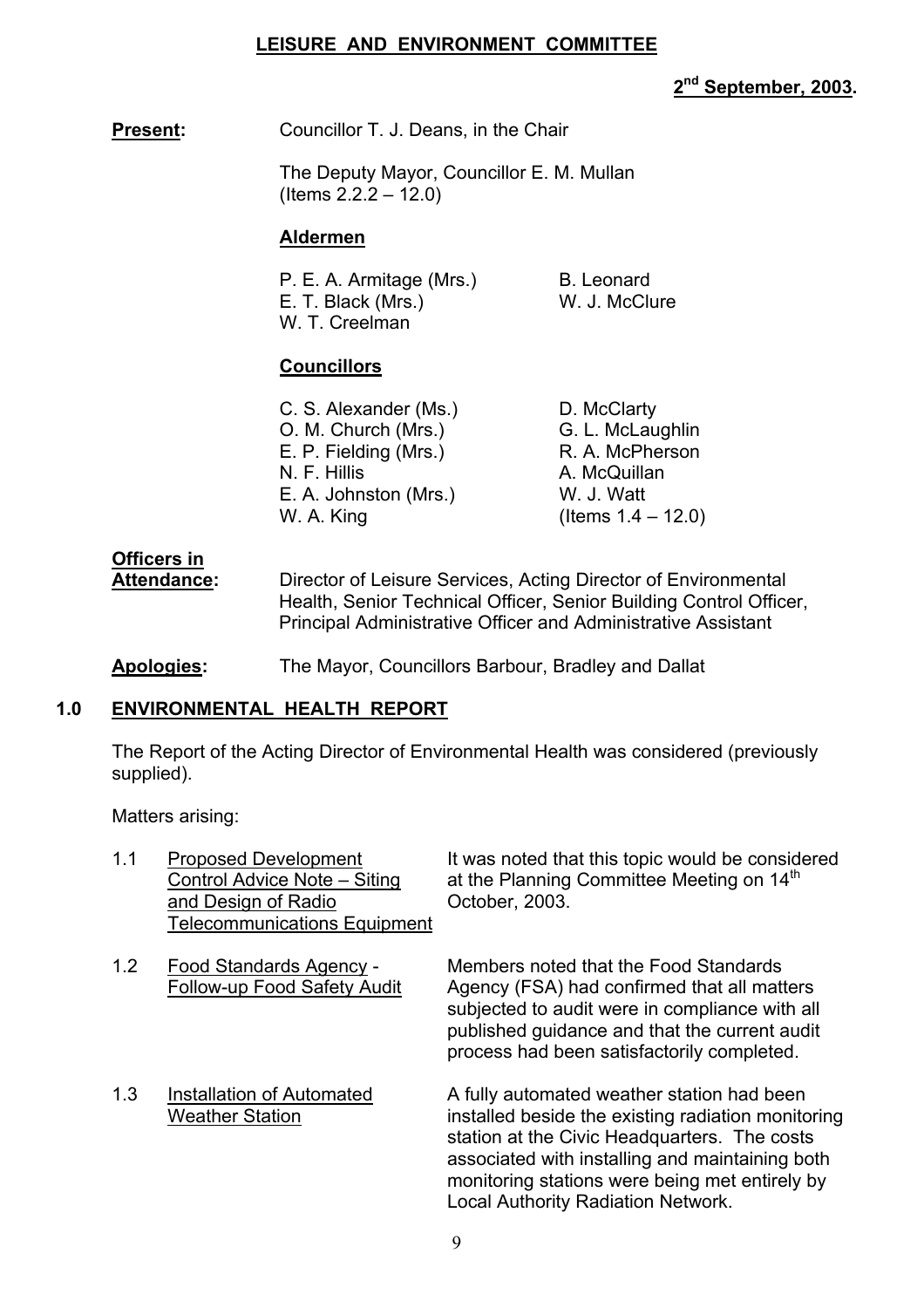# LEISURE AND ENVIRONMENT COMMITTEE

**2nd September, 2003.**

**Present:** Councillor T. J. Deans, in the Chair

The Deputy Mayor, Councillor E. M. Mullan (Items 2.2.2 – 12.0)

**Aldermen**

P. E. A. Armitage (Mrs.)
E. T. Black (Mrs.)
W. T. Creelman
B. Leonard
W. J. McClure

**Councillors**

C. S. Alexander (Ms.)
O. M. Church (Mrs.)
E. P. Fielding (Mrs.)
N. F. Hillis
E. A. Johnston (Mrs.)
W. A. King
D. McClarty
G. L. McLaughlin
R. A. McPherson
A. McQuillan
W. J. Watt
(Items 1.4 – 12.0)

**Officers in Attendance:** Director of Leisure Services, Acting Director of Environmental Health, Senior Technical Officer, Senior Building Control Officer, Principal Administrative Officer and Administrative Assistant

**Apologies:** The Mayor, Councillors Barbour, Bradley and Dallat

## 1.0 ENVIRONMENTAL HEALTH REPORT

The Report of the Acting Director of Environmental Health was considered (previously supplied).

Matters arising:

1.1 Proposed Development Control Advice Note – Siting and Design of Radio Telecommunications Equipment

It was noted that this topic would be considered at the Planning Committee Meeting on 14th October, 2003.

1.2 Food Standards Agency - Follow-up Food Safety Audit

Members noted that the Food Standards Agency (FSA) had confirmed that all matters subjected to audit were in compliance with all published guidance and that the current audit process had been satisfactorily completed.

1.3 Installation of Automated Weather Station

A fully automated weather station had been installed beside the existing radiation monitoring station at the Civic Headquarters. The costs associated with installing and maintaining both monitoring stations were being met entirely by Local Authority Radiation Network.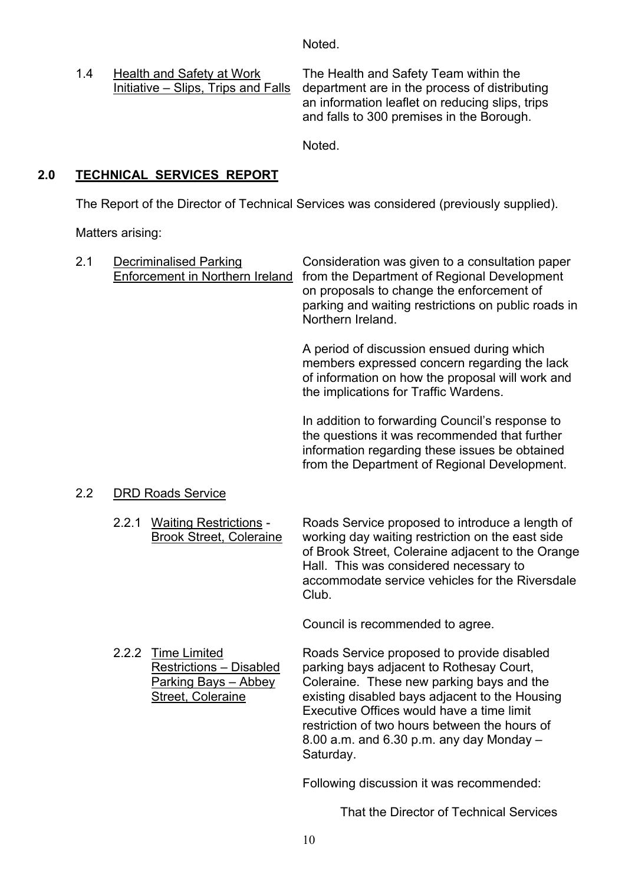Noted.

1.4 Health and Safety at Work Initiative – Slips, Trips and Falls

The Health and Safety Team within the department are in the process of distributing an information leaflet on reducing slips, trips and falls to 300 premises in the Borough.

Noted.

## 2.0 TECHNICAL SERVICES REPORT

The Report of the Director of Technical Services was considered (previously supplied).

Matters arising:

2.1 Decriminalised Parking Enforcement in Northern Ireland

Consideration was given to a consultation paper from the Department of Regional Development on proposals to change the enforcement of parking and waiting restrictions on public roads in Northern Ireland.

A period of discussion ensued during which members expressed concern regarding the lack of information on how the proposal will work and the implications for Traffic Wardens.

In addition to forwarding Council's response to the questions it was recommended that further information regarding these issues be obtained from the Department of Regional Development.

2.2 DRD Roads Service

2.2.1 Waiting Restrictions - Brook Street, Coleraine

Roads Service proposed to introduce a length of working day waiting restriction on the east side of Brook Street, Coleraine adjacent to the Orange Hall. This was considered necessary to accommodate service vehicles for the Riversdale Club.

Council is recommended to agree.

2.2.2 Time Limited Restrictions – Disabled Parking Bays – Abbey Street, Coleraine

Roads Service proposed to provide disabled parking bays adjacent to Rothesay Court, Coleraine. These new parking bays and the existing disabled bays adjacent to the Housing Executive Offices would have a time limit restriction of two hours between the hours of 8.00 a.m. and 6.30 p.m. any day Monday – Saturday.

Following discussion it was recommended:

That the Director of Technical Services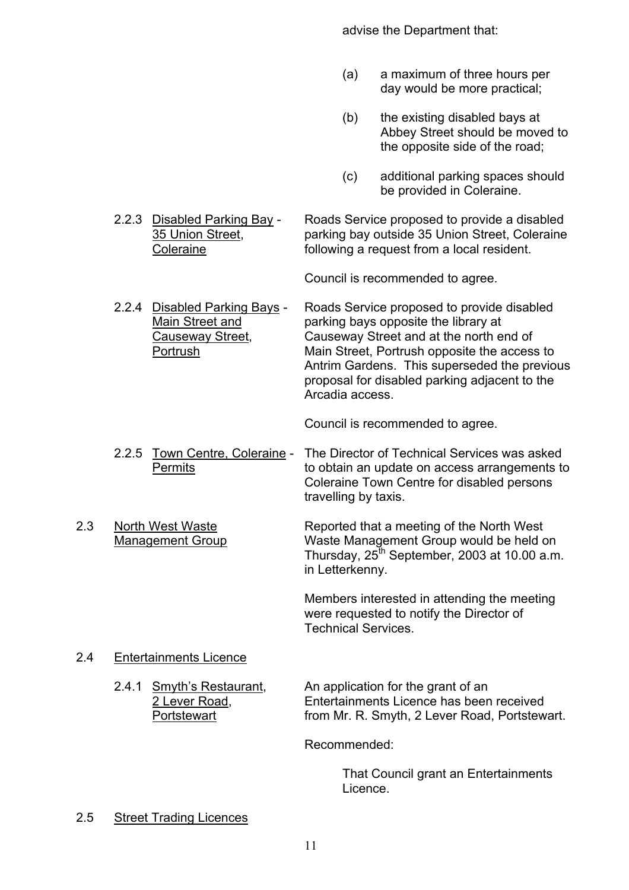advise the Department that:

(a) a maximum of three hours per day would be more practical;

(b) the existing disabled bays at Abbey Street should be moved to the opposite side of the road;

(c) additional parking spaces should be provided in Coleraine.

2.2.3 <u>Disabled Parking Bay - 35 Union Street, Coleraine</u>

Roads Service proposed to provide a disabled parking bay outside 35 Union Street, Coleraine following a request from a local resident.

Council is recommended to agree.

2.2.4 <u>Disabled Parking Bays - Main Street and Causeway Street, Portrush</u>

Roads Service proposed to provide disabled parking bays opposite the library at Causeway Street and at the north end of Main Street, Portrush opposite the access to Antrim Gardens. This superseded the previous proposal for disabled parking adjacent to the Arcadia access.

Council is recommended to agree.

2.2.5 <u>Town Centre, Coleraine - Permits</u>

The Director of Technical Services was asked to obtain an update on access arrangements to Coleraine Town Centre for disabled persons travelling by taxis.

2.3 <u>North West Waste Management Group</u>

Reported that a meeting of the North West Waste Management Group would be held on Thursday, 25th September, 2003 at 10.00 a.m. in Letterkenny.

Members interested in attending the meeting were requested to notify the Director of Technical Services.

2.4 <u>Entertainments Licence</u>

2.4.1 <u>Smyth's Restaurant, 2 Lever Road, Portstewart</u>

An application for the grant of an Entertainments Licence has been received from Mr. R. Smyth, 2 Lever Road, Portstewart.

Recommended:

That Council grant an Entertainments Licence.

2.5 <u>Street Trading Licences</u>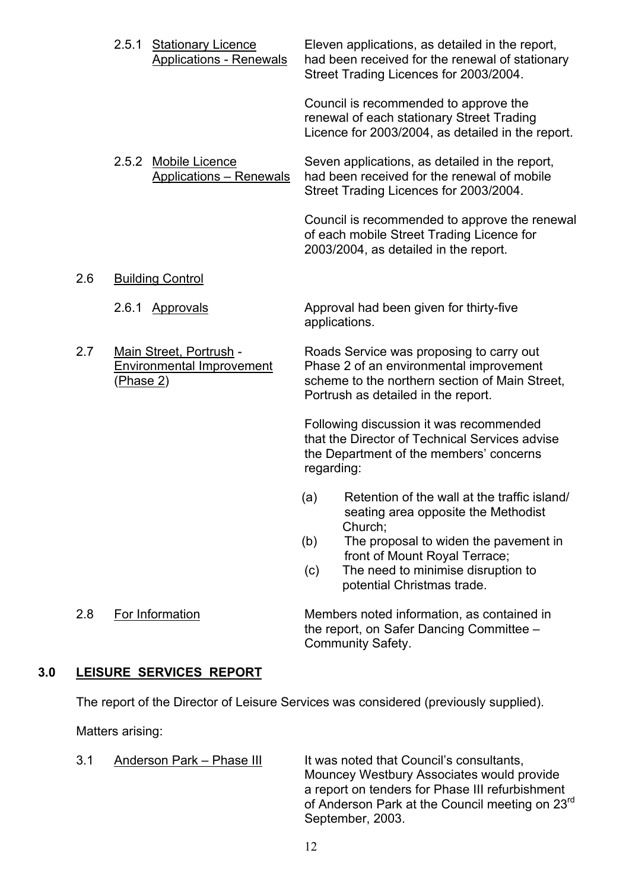2.5.1 Stationary Licence Applications - Renewals

Eleven applications, as detailed in the report, had been received for the renewal of stationary Street Trading Licences for 2003/2004.

Council is recommended to approve the renewal of each stationary Street Trading Licence for 2003/2004, as detailed in the report.

2.5.2 Mobile Licence Applications – Renewals

Seven applications, as detailed in the report, had been received for the renewal of mobile Street Trading Licences for 2003/2004.

Council is recommended to approve the renewal of each mobile Street Trading Licence for 2003/2004, as detailed in the report.

2.6 Building Control

2.6.1 Approvals

Approval had been given for thirty-five applications.

2.7 Main Street, Portrush - Environmental Improvement (Phase 2)

Roads Service was proposing to carry out Phase 2 of an environmental improvement scheme to the northern section of Main Street, Portrush as detailed in the report.

Following discussion it was recommended that the Director of Technical Services advise the Department of the members' concerns regarding:

(a) Retention of the wall at the traffic island/ seating area opposite the Methodist Church;
(b) The proposal to widen the pavement in front of Mount Royal Terrace;
(c) The need to minimise disruption to potential Christmas trade.

2.8 For Information

Members noted information, as contained in the report, on Safer Dancing Committee – Community Safety.

## 3.0 LEISURE SERVICES REPORT

The report of the Director of Leisure Services was considered (previously supplied).

Matters arising:

3.1 Anderson Park – Phase III

It was noted that Council's consultants, Mouncey Westbury Associates would provide a report on tenders for Phase III refurbishment of Anderson Park at the Council meeting on 23rd September, 2003.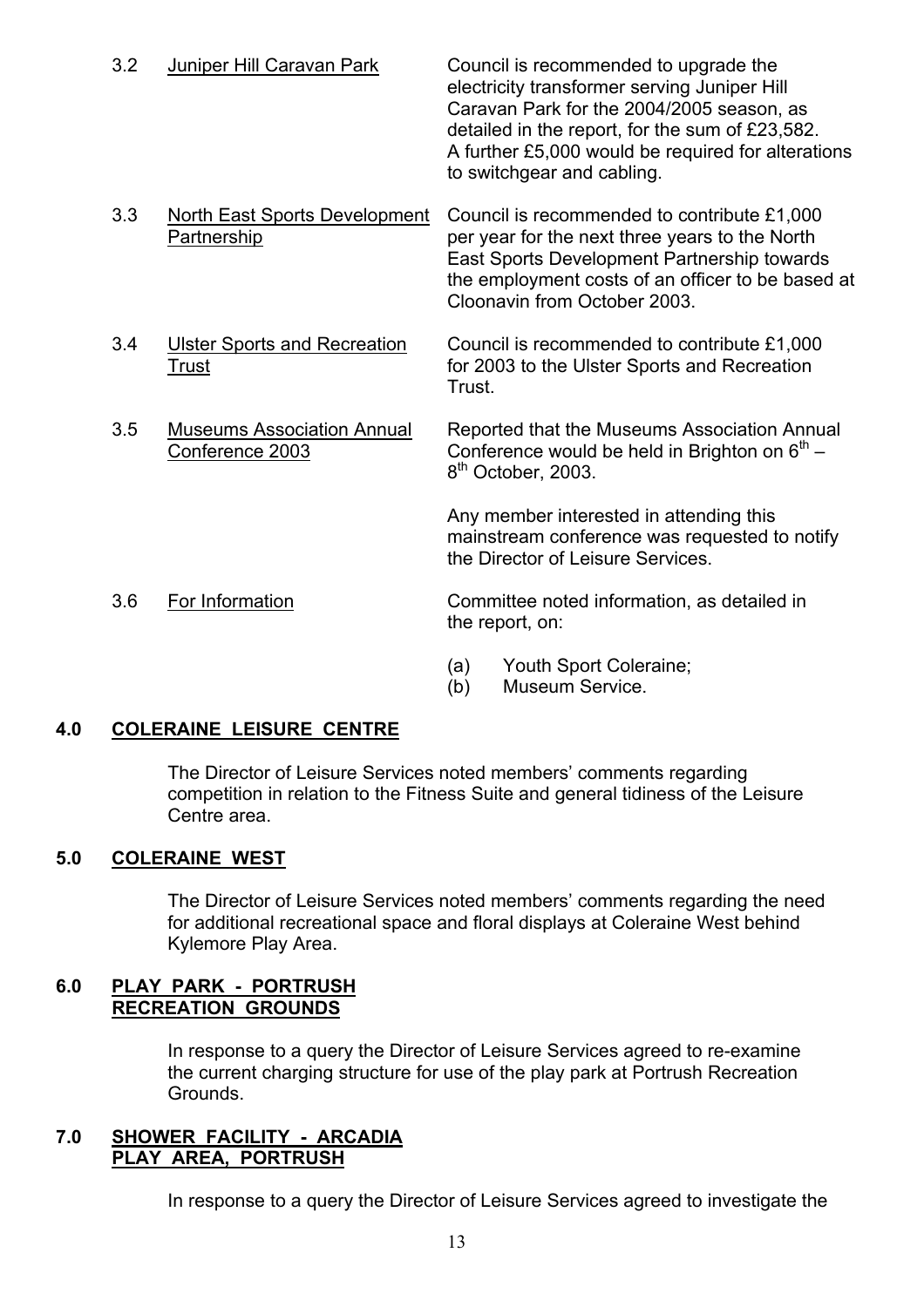| | | |
|---|---|---|
| 3.2 | Juniper Hill Caravan Park | Council is recommended to upgrade the electricity transformer serving Juniper Hill Caravan Park for the 2004/2005 season, as detailed in the report, for the sum of £23,582. A further £5,000 would be required for alterations to switchgear and cabling. |
| 3.3 | North East Sports Development Partnership | Council is recommended to contribute £1,000 per year for the next three years to the North East Sports Development Partnership towards the employment costs of an officer to be based at Cloonavin from October 2003. |
| 3.4 | Ulster Sports and Recreation Trust | Council is recommended to contribute £1,000 for 2003 to the Ulster Sports and Recreation Trust. |
| 3.5 | Museums Association Annual Conference 2003 | Reported that the Museums Association Annual Conference would be held in Brighton on 6th – 8th October, 2003. Any member interested in attending this mainstream conference was requested to notify the Director of Leisure Services. |
| 3.6 | For Information | Committee noted information, as detailed in the report, on: (a) Youth Sport Coleraine; (b) Museum Service. |

## 4.0 COLERAINE LEISURE CENTRE

The Director of Leisure Services noted members' comments regarding competition in relation to the Fitness Suite and general tidiness of the Leisure Centre area.

## 5.0 COLERAINE WEST

The Director of Leisure Services noted members' comments regarding the need for additional recreational space and floral displays at Coleraine West behind Kylemore Play Area.

## 6.0 PLAY PARK - PORTRUSH RECREATION GROUNDS

In response to a query the Director of Leisure Services agreed to re-examine the current charging structure for use of the play park at Portrush Recreation Grounds.

## 7.0 SHOWER FACILITY - ARCADIA PLAY AREA, PORTRUSH

In response to a query the Director of Leisure Services agreed to investigate the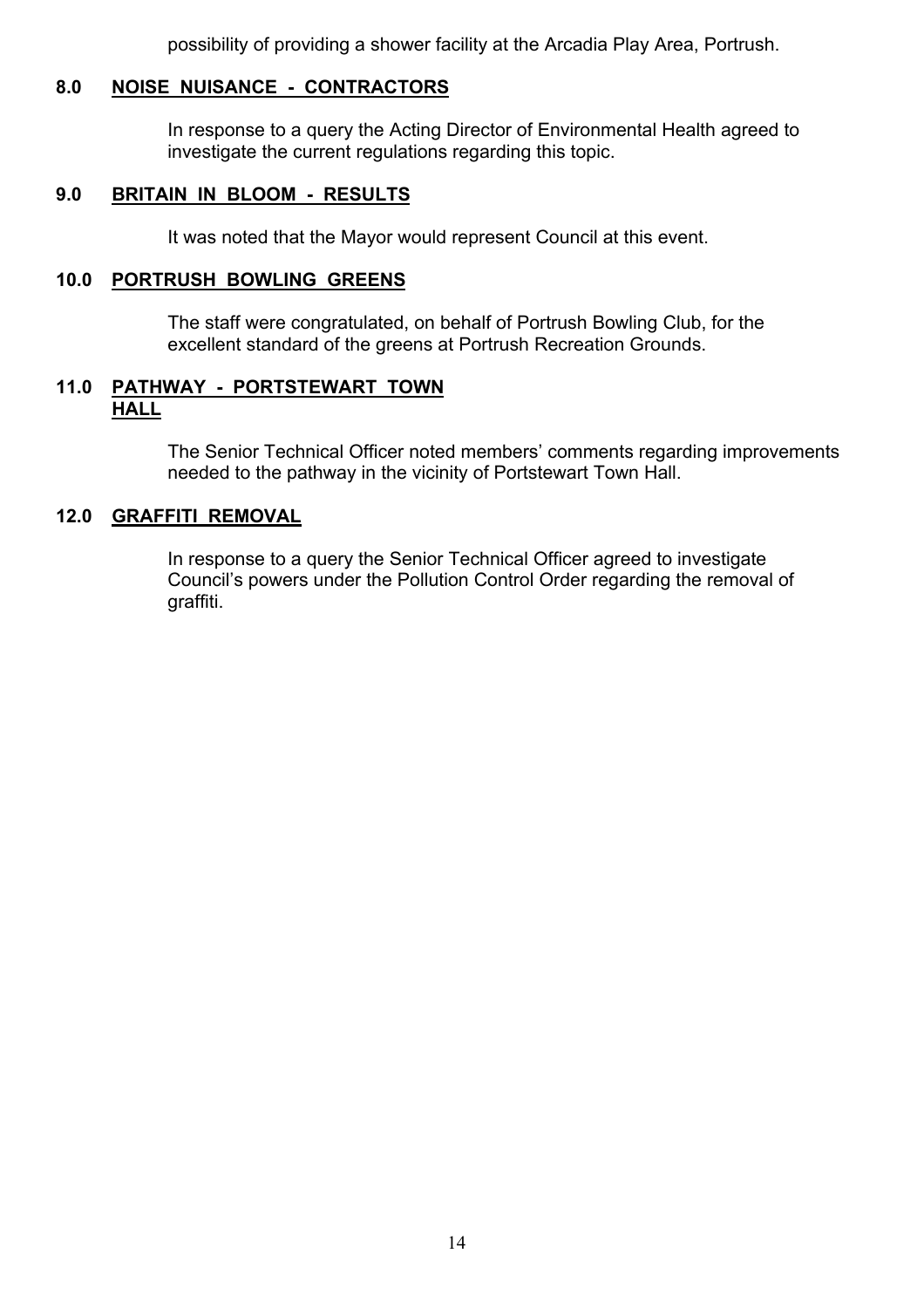possibility of providing a shower facility at the Arcadia Play Area, Portrush.

## 8.0 NOISE NUISANCE - CONTRACTORS

In response to a query the Acting Director of Environmental Health agreed to investigate the current regulations regarding this topic.

## 9.0 BRITAIN IN BLOOM - RESULTS

It was noted that the Mayor would represent Council at this event.

## 10.0 PORTRUSH BOWLING GREENS

The staff were congratulated, on behalf of Portrush Bowling Club, for the excellent standard of the greens at Portrush Recreation Grounds.

## 11.0 PATHWAY - PORTSTEWART TOWN HALL

The Senior Technical Officer noted members' comments regarding improvements needed to the pathway in the vicinity of Portstewart Town Hall.

## 12.0 GRAFFITI REMOVAL

In response to a query the Senior Technical Officer agreed to investigate Council's powers under the Pollution Control Order regarding the removal of graffiti.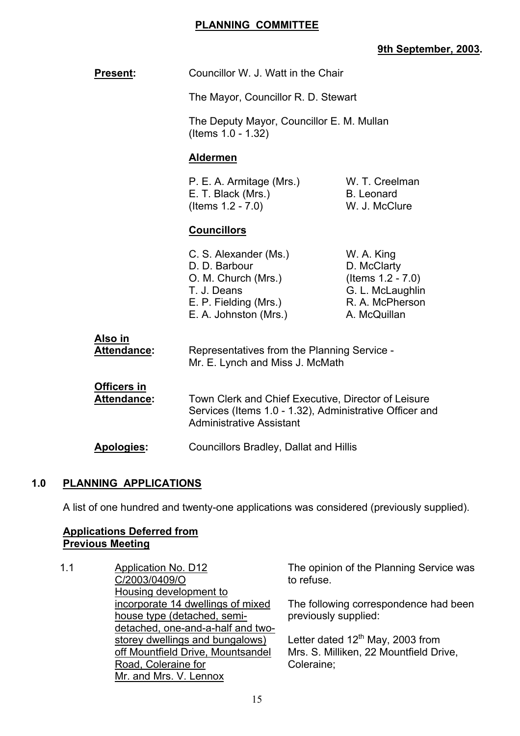# PLANNING COMMITTEE

**9th September, 2003.**

**Present:** Councillor W. J. Watt in the Chair

The Mayor, Councillor R. D. Stewart

The Deputy Mayor, Councillor E. M. Mullan (Items 1.0 - 1.32)

**Aldermen**

P. E. A. Armitage (Mrs.)
E. T. Black (Mrs.) (Items 1.2 - 7.0)
W. T. Creelman
B. Leonard
W. J. McClure

**Councillors**

C. S. Alexander (Ms.)
D. D. Barbour
O. M. Church (Mrs.)
T. J. Deans
E. P. Fielding (Mrs.)
E. A. Johnston (Mrs.)
W. A. King
D. McClarty (Items 1.2 - 7.0)
G. L. McLaughlin
R. A. McPherson
A. McQuillan

**Also in Attendance:** Representatives from the Planning Service - Mr. E. Lynch and Miss J. McMath

**Officers in Attendance:** Town Clerk and Chief Executive, Director of Leisure Services (Items 1.0 - 1.32), Administrative Officer and Administrative Assistant

**Apologies:** Councillors Bradley, Dallat and Hillis

## 1.0 PLANNING APPLICATIONS

A list of one hundred and twenty-one applications was considered (previously supplied).

**Applications Deferred from Previous Meeting**

1.1 Application No. D12 C/2003/0409/O Housing development to incorporate 14 dwellings of mixed house type (detached, semi-detached, one-and-a-half and two-storey dwellings and bungalows) off Mountfield Drive, Mountsandel Road, Coleraine for Mr. and Mrs. V. Lennox

The opinion of the Planning Service was to refuse.

The following correspondence had been previously supplied:

Letter dated 12th May, 2003 from Mrs. S. Milliken, 22 Mountfield Drive, Coleraine;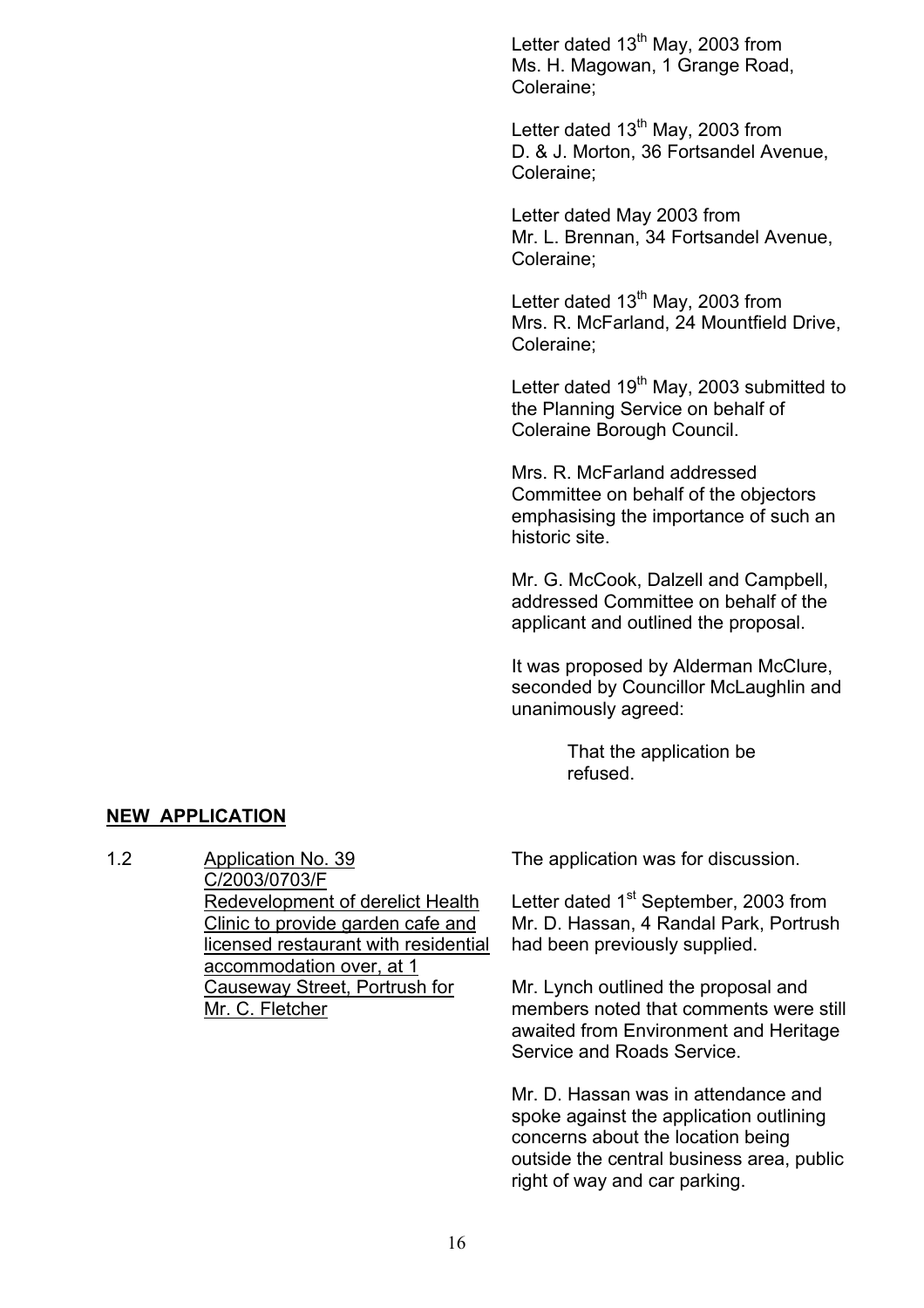Letter dated 13th May, 2003 from Ms. H. Magowan, 1 Grange Road, Coleraine;

Letter dated 13th May, 2003 from D. & J. Morton, 36 Fortsandel Avenue, Coleraine;

Letter dated May 2003 from Mr. L. Brennan, 34 Fortsandel Avenue, Coleraine;

Letter dated 13th May, 2003 from Mrs. R. McFarland, 24 Mountfield Drive, Coleraine;

Letter dated 19th May, 2003 submitted to the Planning Service on behalf of Coleraine Borough Council.

Mrs. R. McFarland addressed Committee on behalf of the objectors emphasising the importance of such an historic site.

Mr. G. McCook, Dalzell and Campbell, addressed Committee on behalf of the applicant and outlined the proposal.

It was proposed by Alderman McClure, seconded by Councillor McLaughlin and unanimously agreed:

> That the application be refused.

## NEW APPLICATION

1.2 Application No. 39 C/2003/0703/F Redevelopment of derelict Health Clinic to provide garden cafe and licensed restaurant with residential accommodation over, at 1 Causeway Street, Portrush for Mr. C. Fletcher

The application was for discussion.

Letter dated 1st September, 2003 from Mr. D. Hassan, 4 Randal Park, Portrush had been previously supplied.

Mr. Lynch outlined the proposal and members noted that comments were still awaited from Environment and Heritage Service and Roads Service.

Mr. D. Hassan was in attendance and spoke against the application outlining concerns about the location being outside the central business area, public right of way and car parking.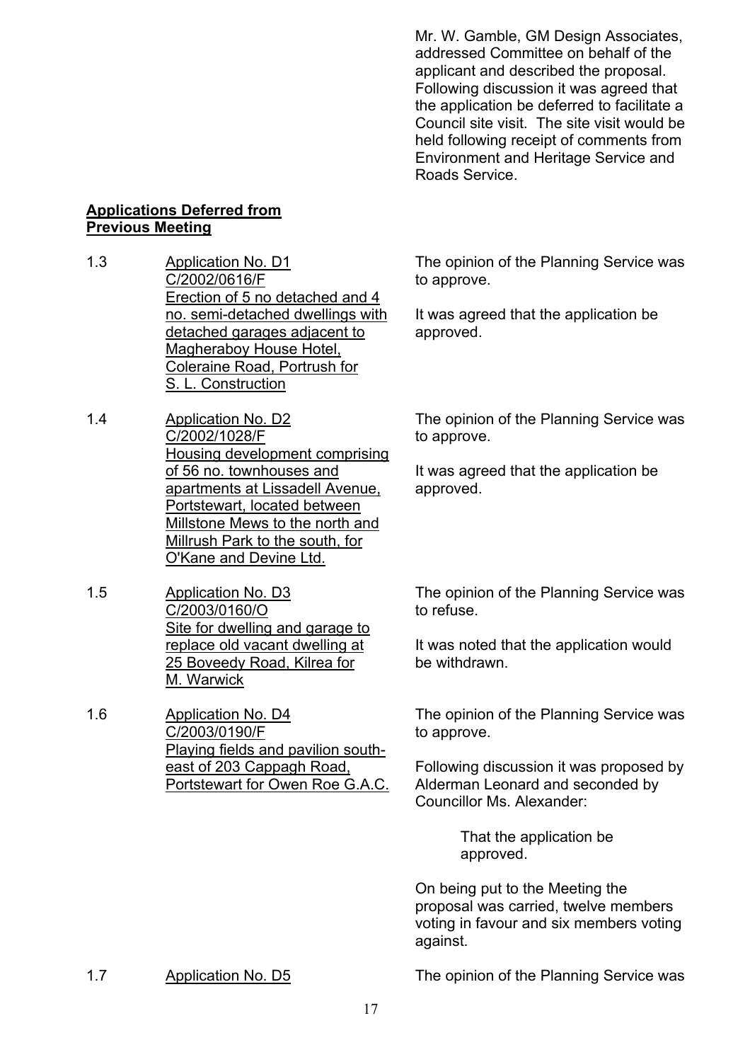Mr. W. Gamble, GM Design Associates, addressed Committee on behalf of the applicant and described the proposal. Following discussion it was agreed that the application be deferred to facilitate a Council site visit. The site visit would be held following receipt of comments from Environment and Heritage Service and Roads Service.

**Applications Deferred from Previous Meeting**

1.3 Application No. D1
C/2002/0616/F
Erection of 5 no detached and 4 no. semi-detached dwellings with detached garages adjacent to Magheraboy House Hotel, Coleraine Road, Portrush for S. L. Construction

The opinion of the Planning Service was to approve.

It was agreed that the application be approved.

1.4 Application No. D2
C/2002/1028/F
Housing development comprising of 56 no. townhouses and apartments at Lissadell Avenue, Portstewart, located between Millstone Mews to the north and Millrush Park to the south, for O'Kane and Devine Ltd.

The opinion of the Planning Service was to approve.

It was agreed that the application be approved.

1.5 Application No. D3
C/2003/0160/O
Site for dwelling and garage to replace old vacant dwelling at 25 Boveedy Road, Kilrea for M. Warwick

The opinion of the Planning Service was to refuse.

It was noted that the application would be withdrawn.

1.6 Application No. D4
C/2003/0190/F
Playing fields and pavilion south-east of 203 Cappagh Road, Portstewart for Owen Roe G.A.C.

The opinion of the Planning Service was to approve.

Following discussion it was proposed by Alderman Leonard and seconded by Councillor Ms. Alexander:

> That the application be approved.

On being put to the Meeting the proposal was carried, twelve members voting in favour and six members voting against.

1.7 Application No. D5

The opinion of the Planning Service was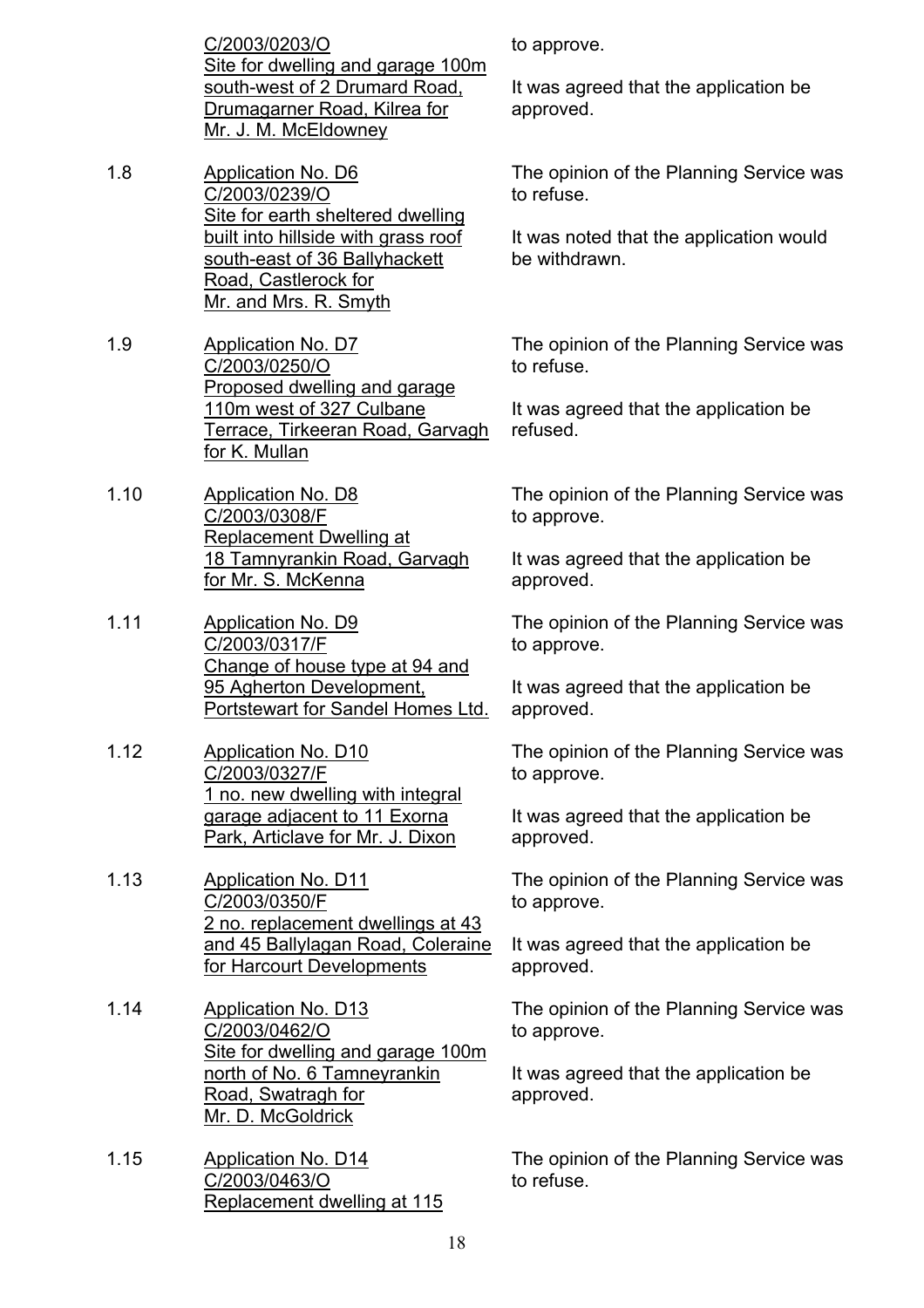| | | |
|---|---|---|
| | <u>C/2003/0203/O</u><br><u>Site for dwelling and garage 100m south-west of 2 Drumard Road, Drumagarner Road, Kilrea for Mr. J. M. McEldowney</u> | to approve.<br><br>It was agreed that the application be approved. |
| 1.8 | <u>Application No. D6</u><br><u>C/2003/0239/O</u><br><u>Site for earth sheltered dwelling built into hillside with grass roof south-east of 36 Ballyhackett Road, Castlerock for Mr. and Mrs. R. Smyth</u> | The opinion of the Planning Service was to refuse.<br><br>It was noted that the application would be withdrawn. |
| 1.9 | <u>Application No. D7</u><br><u>C/2003/0250/O</u><br><u>Proposed dwelling and garage 110m west of 327 Culbane Terrace, Tirkeeran Road, Garvagh for K. Mullan</u> | The opinion of the Planning Service was to refuse.<br><br>It was agreed that the application be refused. |
| 1.10 | <u>Application No. D8</u><br><u>C/2003/0308/F</u><br><u>Replacement Dwelling at 18 Tamnyrankin Road, Garvagh for Mr. S. McKenna</u> | The opinion of the Planning Service was to approve.<br><br>It was agreed that the application be approved. |
| 1.11 | <u>Application No. D9</u><br><u>C/2003/0317/F</u><br><u>Change of house type at 94 and 95 Agherton Development, Portstewart for Sandel Homes Ltd.</u> | The opinion of the Planning Service was to approve.<br><br>It was agreed that the application be approved. |
| 1.12 | <u>Application No. D10</u><br><u>C/2003/0327/F</u><br><u>1 no. new dwelling with integral garage adjacent to 11 Exorna Park, Articlave for Mr. J. Dixon</u> | The opinion of the Planning Service was to approve.<br><br>It was agreed that the application be approved. |
| 1.13 | <u>Application No. D11</u><br><u>C/2003/0350/F</u><br><u>2 no. replacement dwellings at 43 and 45 Ballylagan Road, Coleraine for Harcourt Developments</u> | The opinion of the Planning Service was to approve.<br><br>It was agreed that the application be approved. |
| 1.14 | <u>Application No. D13</u><br><u>C/2003/0462/O</u><br><u>Site for dwelling and garage 100m north of No. 6 Tamneyrankin Road, Swatragh for Mr. D. McGoldrick</u> | The opinion of the Planning Service was to approve.<br><br>It was agreed that the application be approved. |
| 1.15 | <u>Application No. D14</u><br><u>C/2003/0463/O</u><br><u>Replacement dwelling at 115</u> | The opinion of the Planning Service was to refuse. |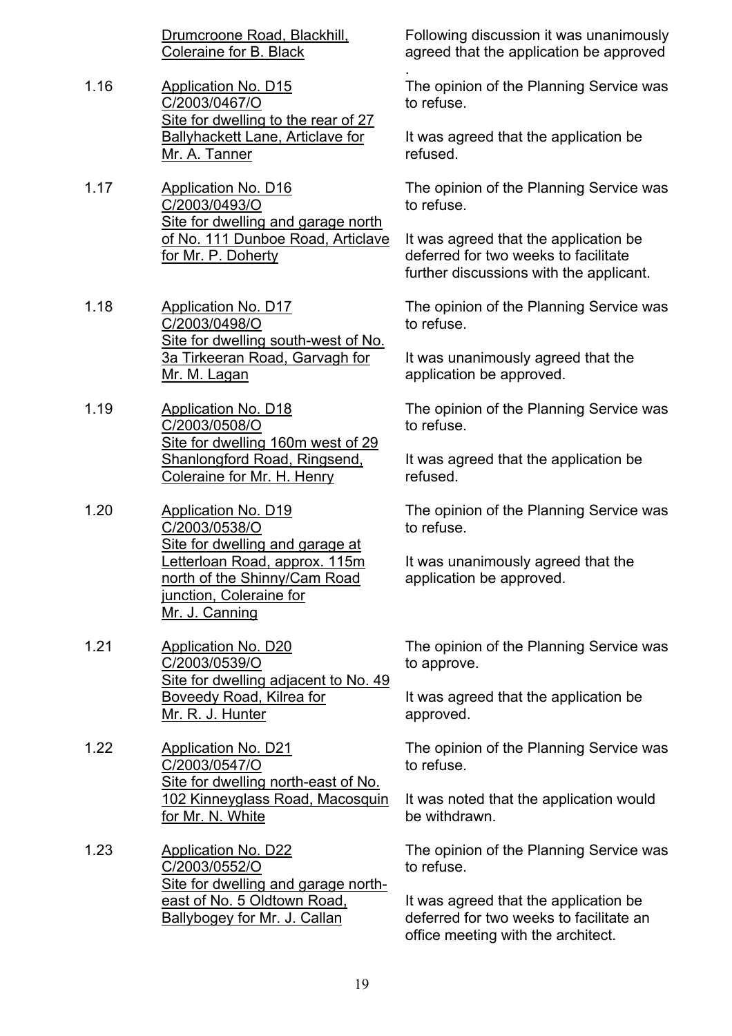| | | |
|---|---|---|
| | <u>Drumcroone Road, Blackhill, Coleraine for B. Black</u> | Following discussion it was unanimously agreed that the application be approved. |
| 1.16 | <u>Application No. D15</u><br><u>C/2003/0467/O</u><br><u>Site for dwelling to the rear of 27 Ballyhackett Lane, Articlave for Mr. A. Tanner</u> | The opinion of the Planning Service was to refuse.<br><br>It was agreed that the application be refused. |
| 1.17 | <u>Application No. D16</u><br><u>C/2003/0493/O</u><br><u>Site for dwelling and garage north of No. 111 Dunboe Road, Articlave for Mr. P. Doherty</u> | The opinion of the Planning Service was to refuse.<br><br>It was agreed that the application be deferred for two weeks to facilitate further discussions with the applicant. |
| 1.18 | <u>Application No. D17</u><br><u>C/2003/0498/O</u><br><u>Site for dwelling south-west of No. 3a Tirkeeran Road, Garvagh for Mr. M. Lagan</u> | The opinion of the Planning Service was to refuse.<br><br>It was unanimously agreed that the application be approved. |
| 1.19 | <u>Application No. D18</u><br><u>C/2003/0508/O</u><br><u>Site for dwelling 160m west of 29 Shanlongford Road, Ringsend, Coleraine for Mr. H. Henry</u> | The opinion of the Planning Service was to refuse.<br><br>It was agreed that the application be refused. |
| 1.20 | <u>Application No. D19</u><br><u>C/2003/0538/O</u><br><u>Site for dwelling and garage at Letterloan Road, approx. 115m north of the Shinny/Cam Road junction, Coleraine for Mr. J. Canning</u> | The opinion of the Planning Service was to refuse.<br><br>It was unanimously agreed that the application be approved. |
| 1.21 | <u>Application No. D20</u><br><u>C/2003/0539/O</u><br><u>Site for dwelling adjacent to No. 49 Boveedy Road, Kilrea for Mr. R. J. Hunter</u> | The opinion of the Planning Service was to approve.<br><br>It was agreed that the application be approved. |
| 1.22 | <u>Application No. D21</u><br><u>C/2003/0547/O</u><br><u>Site for dwelling north-east of No. 102 Kinneyglass Road, Macosquin for Mr. N. White</u> | The opinion of the Planning Service was to refuse.<br><br>It was noted that the application would be withdrawn. |
| 1.23 | <u>Application No. D22</u><br><u>C/2003/0552/O</u><br><u>Site for dwelling and garage north-east of No. 5 Oldtown Road, Ballybogey for Mr. J. Callan</u> | The opinion of the Planning Service was to refuse.<br><br>It was agreed that the application be deferred for two weeks to facilitate an office meeting with the architect. |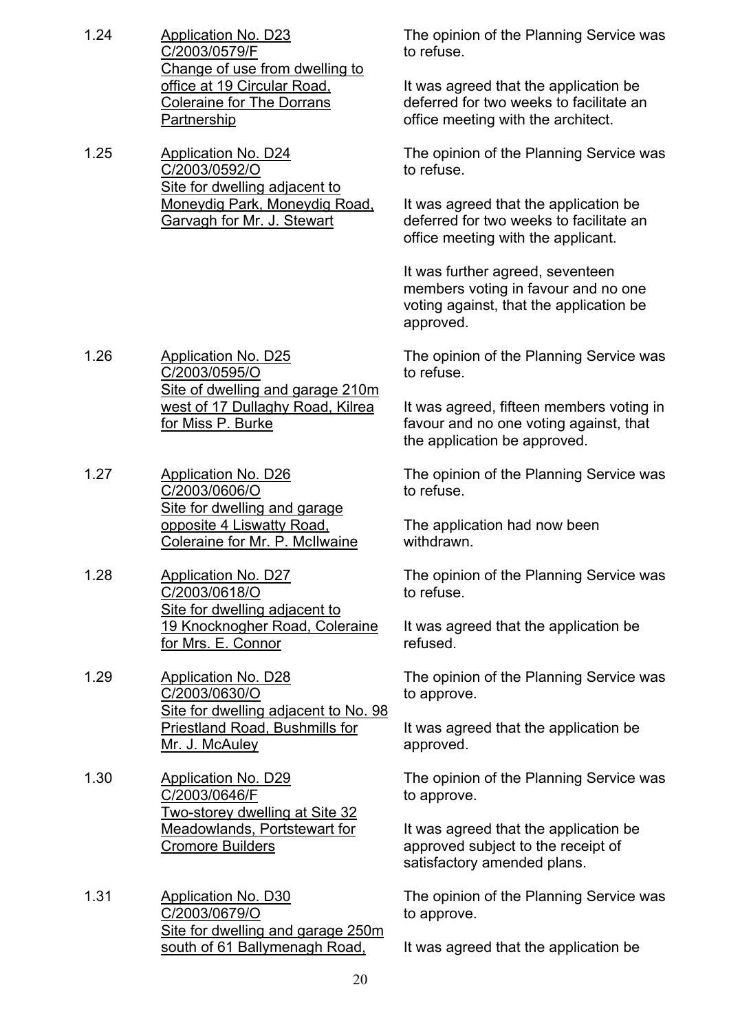| | | |
|---|---|---|
| 1.24 | <u>Application No. D23</u><br><u>C/2003/0579/F</u><br><u>Change of use from dwelling to office at 19 Circular Road, Coleraine for The Dorrans Partnership</u> | The opinion of the Planning Service was to refuse.<br><br>It was agreed that the application be deferred for two weeks to facilitate an office meeting with the architect. |
| 1.25 | <u>Application No. D24</u><br><u>C/2003/0592/O</u><br><u>Site for dwelling adjacent to Moneydig Park, Moneydig Road, Garvagh for Mr. J. Stewart</u> | The opinion of the Planning Service was to refuse.<br><br>It was agreed that the application be deferred for two weeks to facilitate an office meeting with the applicant.<br><br>It was further agreed, seventeen members voting in favour and no one voting against, that the application be approved. |
| 1.26 | <u>Application No. D25</u><br><u>C/2003/0595/O</u><br><u>Site of dwelling and garage 210m west of 17 Dullaghy Road, Kilrea for Miss P. Burke</u> | The opinion of the Planning Service was to refuse.<br><br>It was agreed, fifteen members voting in favour and no one voting against, that the application be approved. |
| 1.27 | <u>Application No. D26</u><br><u>C/2003/0606/O</u><br><u>Site for dwelling and garage opposite 4 Liswatty Road, Coleraine for Mr. P. McIlwaine</u> | The opinion of the Planning Service was to refuse.<br><br>The application had now been withdrawn. |
| 1.28 | <u>Application No. D27</u><br><u>C/2003/0618/O</u><br><u>Site for dwelling adjacent to 19 Knocknogher Road, Coleraine for Mrs. E. Connor</u> | The opinion of the Planning Service was to refuse.<br><br>It was agreed that the application be refused. |
| 1.29 | <u>Application No. D28</u><br><u>C/2003/0630/O</u><br><u>Site for dwelling adjacent to No. 98 Priestland Road, Bushmills for Mr. J. McAuley</u> | The opinion of the Planning Service was to approve.<br><br>It was agreed that the application be approved. |
| 1.30 | <u>Application No. D29</u><br><u>C/2003/0646/F</u><br><u>Two-storey dwelling at Site 32 Meadowlands, Portstewart for Cromore Builders</u> | The opinion of the Planning Service was to approve.<br><br>It was agreed that the application be approved subject to the receipt of satisfactory amended plans. |
| 1.31 | <u>Application No. D30</u><br><u>C/2003/0679/O</u><br><u>Site for dwelling and garage 250m south of 61 Ballymenagh Road,</u> | The opinion of the Planning Service was to approve.<br><br>It was agreed that the application be |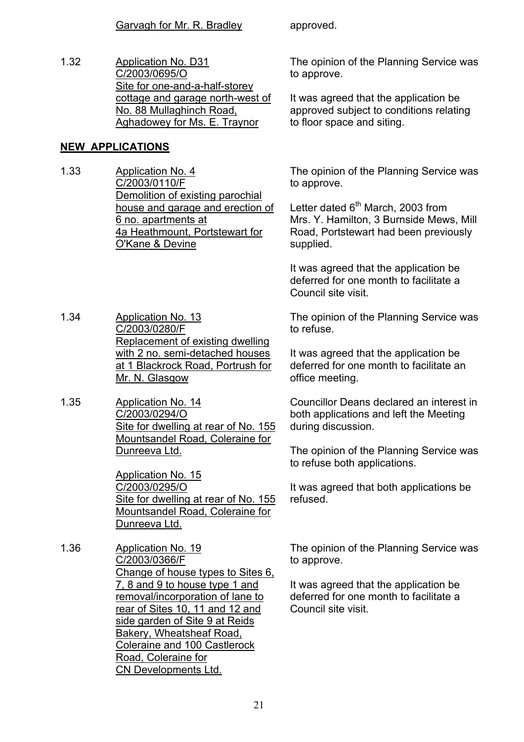Garvagh for Mr. R. Bradley approved.

1.32 Application No. D31
C/2003/0695/O
Site for one-and-a-half-storey cottage and garage north-west of No. 88 Mullaghinch Road, Aghadowey for Ms. E. Traynor

The opinion of the Planning Service was to approve.

It was agreed that the application be approved subject to conditions relating to floor space and siting.

## NEW APPLICATIONS

1.33 Application No. 4
C/2003/0110/F
Demolition of existing parochial house and garage and erection of 6 no. apartments at 4a Heathmount, Portstewart for O'Kane & Devine

The opinion of the Planning Service was to approve.

Letter dated 6th March, 2003 from Mrs. Y. Hamilton, 3 Burnside Mews, Mill Road, Portstewart had been previously supplied.

It was agreed that the application be deferred for one month to facilitate a Council site visit.

1.34 Application No. 13
C/2003/0280/F
Replacement of existing dwelling with 2 no. semi-detached houses at 1 Blackrock Road, Portrush for Mr. N. Glasgow

The opinion of the Planning Service was to refuse.

It was agreed that the application be deferred for one month to facilitate an office meeting.

1.35 Application No. 14
C/2003/0294/O
Site for dwelling at rear of No. 155 Mountsandel Road, Coleraine for Dunreeva Ltd.

Application No. 15
C/2003/0295/O
Site for dwelling at rear of No. 155 Mountsandel Road, Coleraine for Dunreeva Ltd.

Councillor Deans declared an interest in both applications and left the Meeting during discussion.

The opinion of the Planning Service was to refuse both applications.

It was agreed that both applications be refused.

1.36 Application No. 19
C/2003/0366/F
Change of house types to Sites 6, 7, 8 and 9 to house type 1 and removal/incorporation of lane to rear of Sites 10, 11 and 12 and side garden of Site 9 at Reids Bakery, Wheatsheaf Road, Coleraine and 100 Castlerock Road, Coleraine for CN Developments Ltd.

The opinion of the Planning Service was to approve.

It was agreed that the application be deferred for one month to facilitate a Council site visit.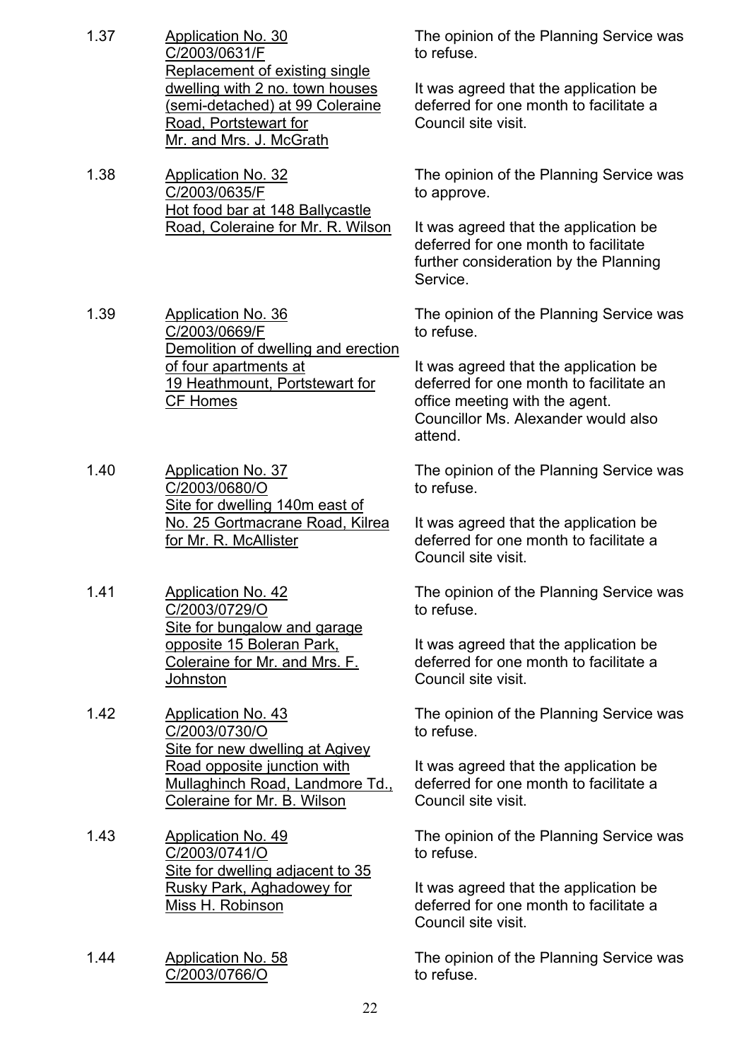1.37 <u>Application No. 30</u>
<u>C/2003/0631/F</u>
<u>Replacement of existing single dwelling with 2 no. town houses (semi-detached) at 99 Coleraine Road, Portstewart for Mr. and Mrs. J. McGrath</u>

The opinion of the Planning Service was to refuse.

It was agreed that the application be deferred for one month to facilitate a Council site visit.

1.38 <u>Application No. 32</u>
<u>C/2003/0635/F</u>
<u>Hot food bar at 148 Ballycastle Road, Coleraine for Mr. R. Wilson</u>

The opinion of the Planning Service was to approve.

It was agreed that the application be deferred for one month to facilitate further consideration by the Planning Service.

1.39 <u>Application No. 36</u>
<u>C/2003/0669/F</u>
<u>Demolition of dwelling and erection of four apartments at 19 Heathmount, Portstewart for CF Homes</u>

The opinion of the Planning Service was to refuse.

It was agreed that the application be deferred for one month to facilitate an office meeting with the agent. Councillor Ms. Alexander would also attend.

1.40 <u>Application No. 37</u>
<u>C/2003/0680/O</u>
<u>Site for dwelling 140m east of No. 25 Gortmacrane Road, Kilrea for Mr. R. McAllister</u>

The opinion of the Planning Service was to refuse.

It was agreed that the application be deferred for one month to facilitate a Council site visit.

1.41 <u>Application No. 42</u>
<u>C/2003/0729/O</u>
<u>Site for bungalow and garage opposite 15 Boleran Park, Coleraine for Mr. and Mrs. F. Johnston</u>

The opinion of the Planning Service was to refuse.

It was agreed that the application be deferred for one month to facilitate a Council site visit.

1.42 <u>Application No. 43</u>
<u>C/2003/0730/O</u>
<u>Site for new dwelling at Agivey Road opposite junction with Mullaghinch Road, Landmore Td., Coleraine for Mr. B. Wilson</u>

The opinion of the Planning Service was to refuse.

It was agreed that the application be deferred for one month to facilitate a Council site visit.

1.43 <u>Application No. 49</u>
<u>C/2003/0741/O</u>
<u>Site for dwelling adjacent to 35 Rusky Park, Aghadowey for Miss H. Robinson</u>

The opinion of the Planning Service was to refuse.

It was agreed that the application be deferred for one month to facilitate a Council site visit.

1.44 <u>Application No. 58</u>
<u>C/2003/0766/O</u>

The opinion of the Planning Service was to refuse.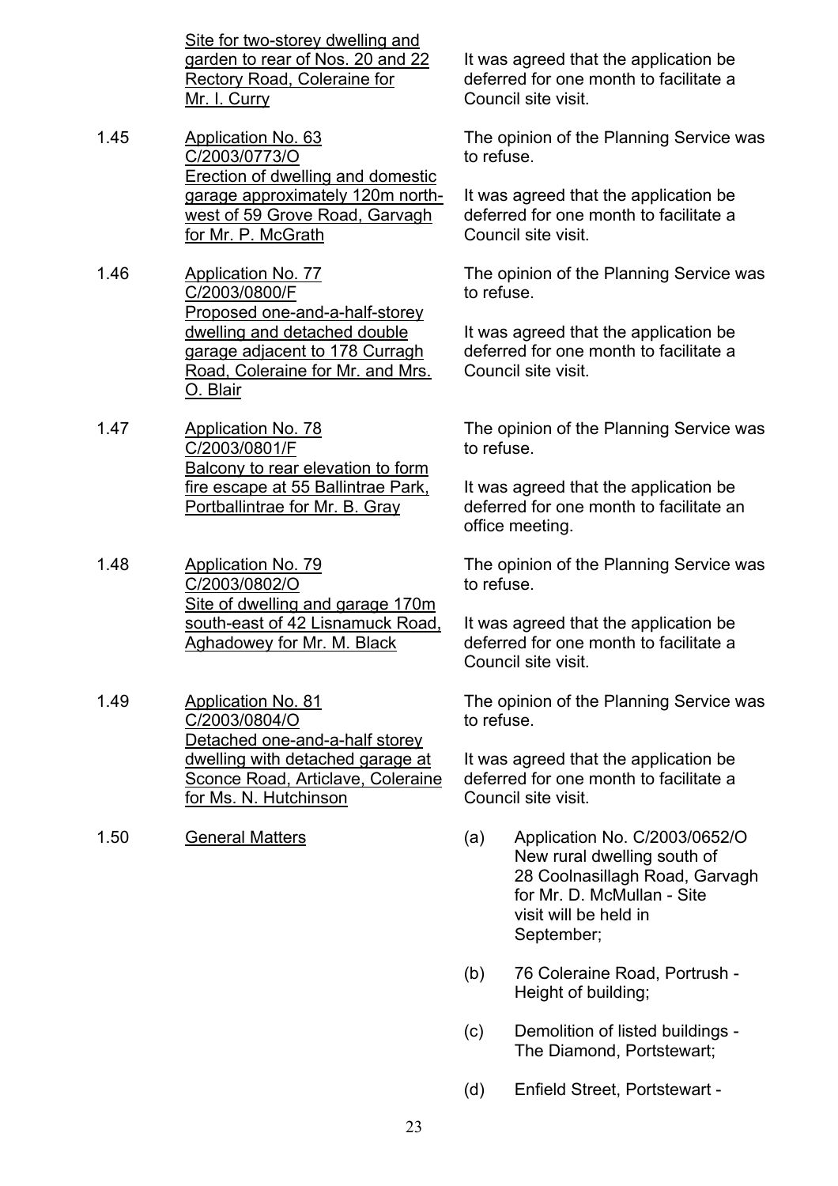Site for two-storey dwelling and garden to rear of Nos. 20 and 22 Rectory Road, Coleraine for Mr. I. Curry

It was agreed that the application be deferred for one month to facilitate a Council site visit.

1.45 Application No. 63 C/2003/0773/O Erection of dwelling and domestic garage approximately 120m north-west of 59 Grove Road, Garvagh for Mr. P. McGrath

The opinion of the Planning Service was to refuse.

It was agreed that the application be deferred for one month to facilitate a Council site visit.

1.46 Application No. 77 C/2003/0800/F Proposed one-and-a-half-storey dwelling and detached double garage adjacent to 178 Curragh Road, Coleraine for Mr. and Mrs. O. Blair

The opinion of the Planning Service was to refuse.

It was agreed that the application be deferred for one month to facilitate a Council site visit.

1.47 Application No. 78 C/2003/0801/F Balcony to rear elevation to form fire escape at 55 Ballintrae Park, Portballintrae for Mr. B. Gray

The opinion of the Planning Service was to refuse.

It was agreed that the application be deferred for one month to facilitate an office meeting.

1.48 Application No. 79 C/2003/0802/O Site of dwelling and garage 170m south-east of 42 Lisnamuck Road, Aghadowey for Mr. M. Black

The opinion of the Planning Service was to refuse.

It was agreed that the application be deferred for one month to facilitate a Council site visit.

1.49 Application No. 81 C/2003/0804/O Detached one-and-a-half storey dwelling with detached garage at Sconce Road, Articlave, Coleraine for Ms. N. Hutchinson

The opinion of the Planning Service was to refuse.

It was agreed that the application be deferred for one month to facilitate a Council site visit.

1.50 General Matters

(a) Application No. C/2003/0652/O New rural dwelling south of 28 Coolnasillagh Road, Garvagh for Mr. D. McMullan - Site visit will be held in September;

(b) 76 Coleraine Road, Portrush - Height of building;

(c) Demolition of listed buildings - The Diamond, Portstewart;

(d) Enfield Street, Portstewart -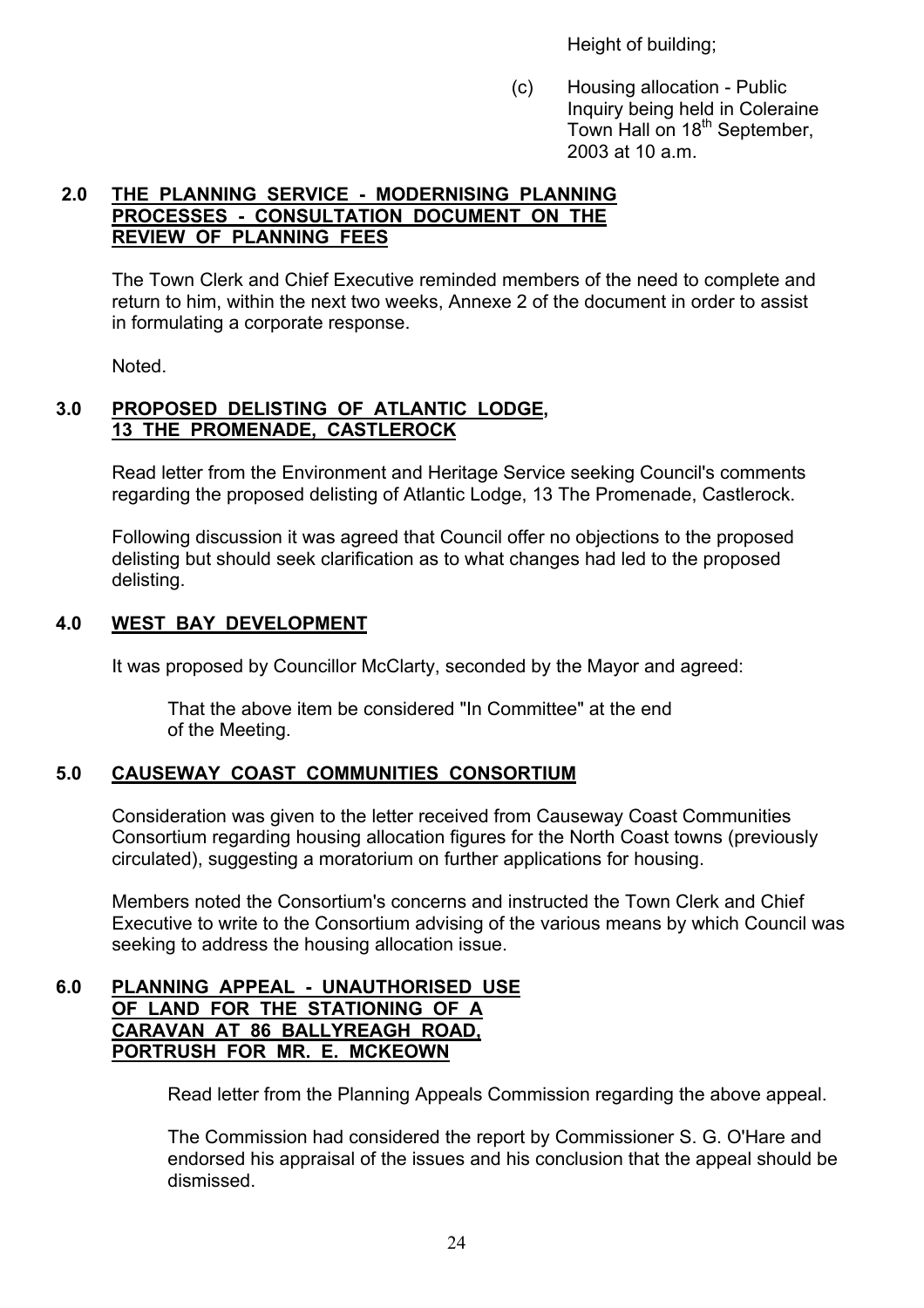Height of building;

(c) Housing allocation - Public Inquiry being held in Coleraine Town Hall on 18th September, 2003 at 10 a.m.

## 2.0 THE PLANNING SERVICE - MODERNISING PLANNING PROCESSES - CONSULTATION DOCUMENT ON THE REVIEW OF PLANNING FEES

The Town Clerk and Chief Executive reminded members of the need to complete and return to him, within the next two weeks, Annexe 2 of the document in order to assist in formulating a corporate response.

Noted.

## 3.0 PROPOSED DELISTING OF ATLANTIC LODGE, 13 THE PROMENADE, CASTLEROCK

Read letter from the Environment and Heritage Service seeking Council's comments regarding the proposed delisting of Atlantic Lodge, 13 The Promenade, Castlerock.

Following discussion it was agreed that Council offer no objections to the proposed delisting but should seek clarification as to what changes had led to the proposed delisting.

## 4.0 WEST BAY DEVELOPMENT

It was proposed by Councillor McClarty, seconded by the Mayor and agreed:

> That the above item be considered "In Committee" at the end of the Meeting.

## 5.0 CAUSEWAY COAST COMMUNITIES CONSORTIUM

Consideration was given to the letter received from Causeway Coast Communities Consortium regarding housing allocation figures for the North Coast towns (previously circulated), suggesting a moratorium on further applications for housing.

Members noted the Consortium's concerns and instructed the Town Clerk and Chief Executive to write to the Consortium advising of the various means by which Council was seeking to address the housing allocation issue.

## 6.0 PLANNING APPEAL - UNAUTHORISED USE OF LAND FOR THE STATIONING OF A CARAVAN AT 86 BALLYREAGH ROAD, PORTRUSH FOR MR. E. MCKEOWN

Read letter from the Planning Appeals Commission regarding the above appeal.

The Commission had considered the report by Commissioner S. G. O'Hare and endorsed his appraisal of the issues and his conclusion that the appeal should be dismissed.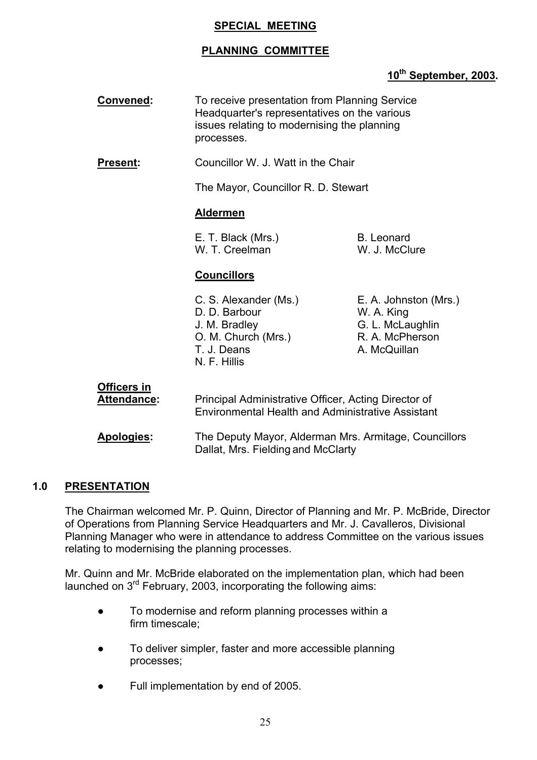**SPECIAL MEETING**

**PLANNING COMMITTEE**

**10th September, 2003.**

**Convened:** To receive presentation from Planning Service Headquarter's representatives on the various issues relating to modernising the planning processes.

**Present:** Councillor W. J. Watt in the Chair

The Mayor, Councillor R. D. Stewart

**Aldermen**

| | |
|---|---|
| E. T. Black (Mrs.) | B. Leonard |
| W. T. Creelman | W. J. McClure |

**Councillors**

| | |
|---|---|
| C. S. Alexander (Ms.) | E. A. Johnston (Mrs.) |
| D. D. Barbour | W. A. King |
| J. M. Bradley | G. L. McLaughlin |
| O. M. Church (Mrs.) | R. A. McPherson |
| T. J. Deans | A. McQuillan |
| N. F. Hillis | |

**Officers in Attendance:** Principal Administrative Officer, Acting Director of Environmental Health and Administrative Assistant

**Apologies:** The Deputy Mayor, Alderman Mrs. Armitage, Councillors Dallat, Mrs. Fielding and McClarty

## 1.0 PRESENTATION

The Chairman welcomed Mr. P. Quinn, Director of Planning and Mr. P. McBride, Director of Operations from Planning Service Headquarters and Mr. J. Cavalleros, Divisional Planning Manager who were in attendance to address Committee on the various issues relating to modernising the planning processes.

Mr. Quinn and Mr. McBride elaborated on the implementation plan, which had been launched on 3rd February, 2003, incorporating the following aims:

- To modernise and reform planning processes within a firm timescale;
- To deliver simpler, faster and more accessible planning processes;
- Full implementation by end of 2005.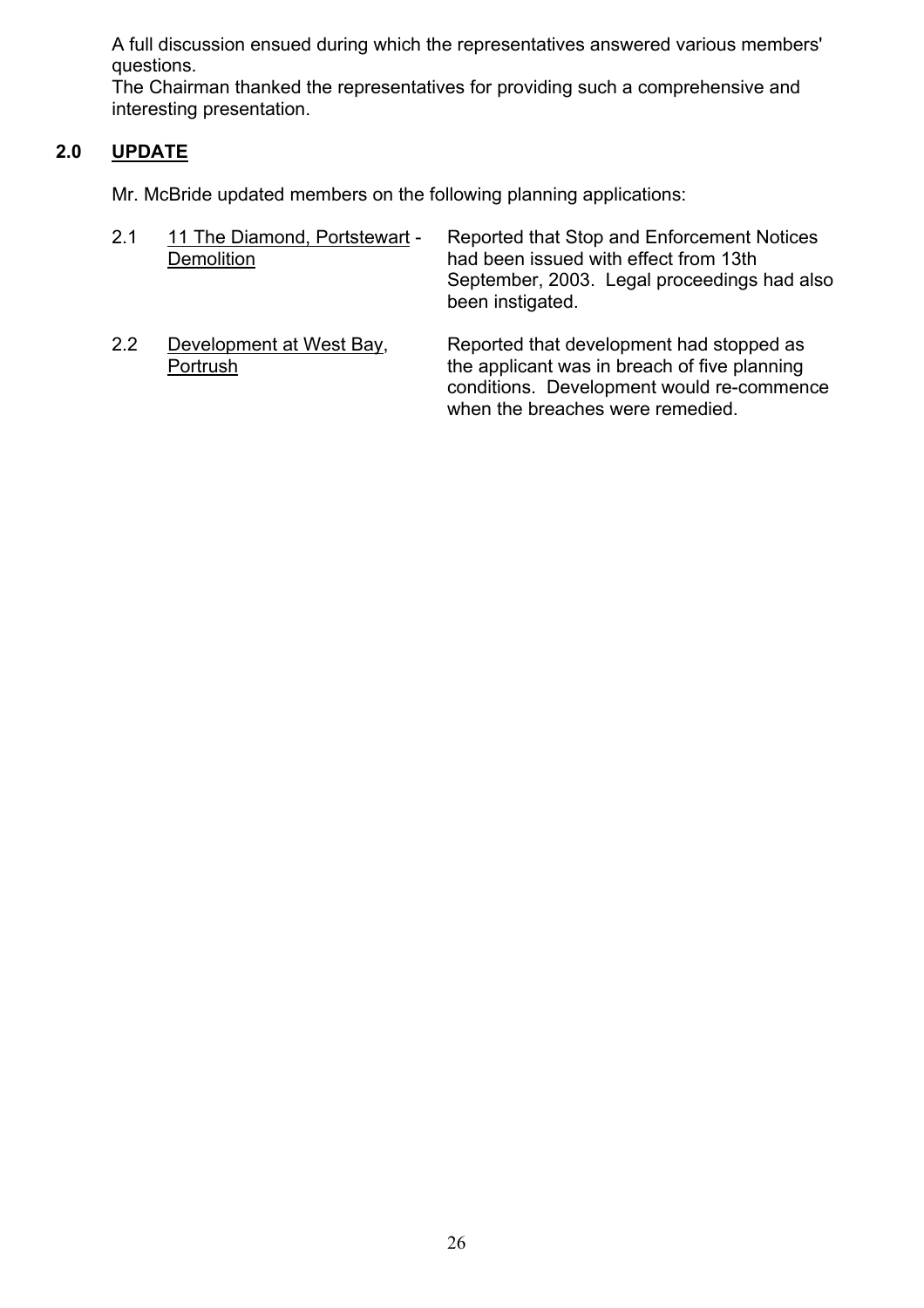A full discussion ensued during which the representatives answered various members' questions.

The Chairman thanked the representatives for providing such a comprehensive and interesting presentation.

## 2.0 UPDATE

Mr. McBride updated members on the following planning applications:

| | | |
|---|---|---|
| 2.1 | 11 The Diamond, Portstewart - Demolition | Reported that Stop and Enforcement Notices had been issued with effect from 13th September, 2003. Legal proceedings had also been instigated. |
| 2.2 | Development at West Bay, Portrush | Reported that development had stopped as the applicant was in breach of five planning conditions. Development would re-commence when the breaches were remedied. |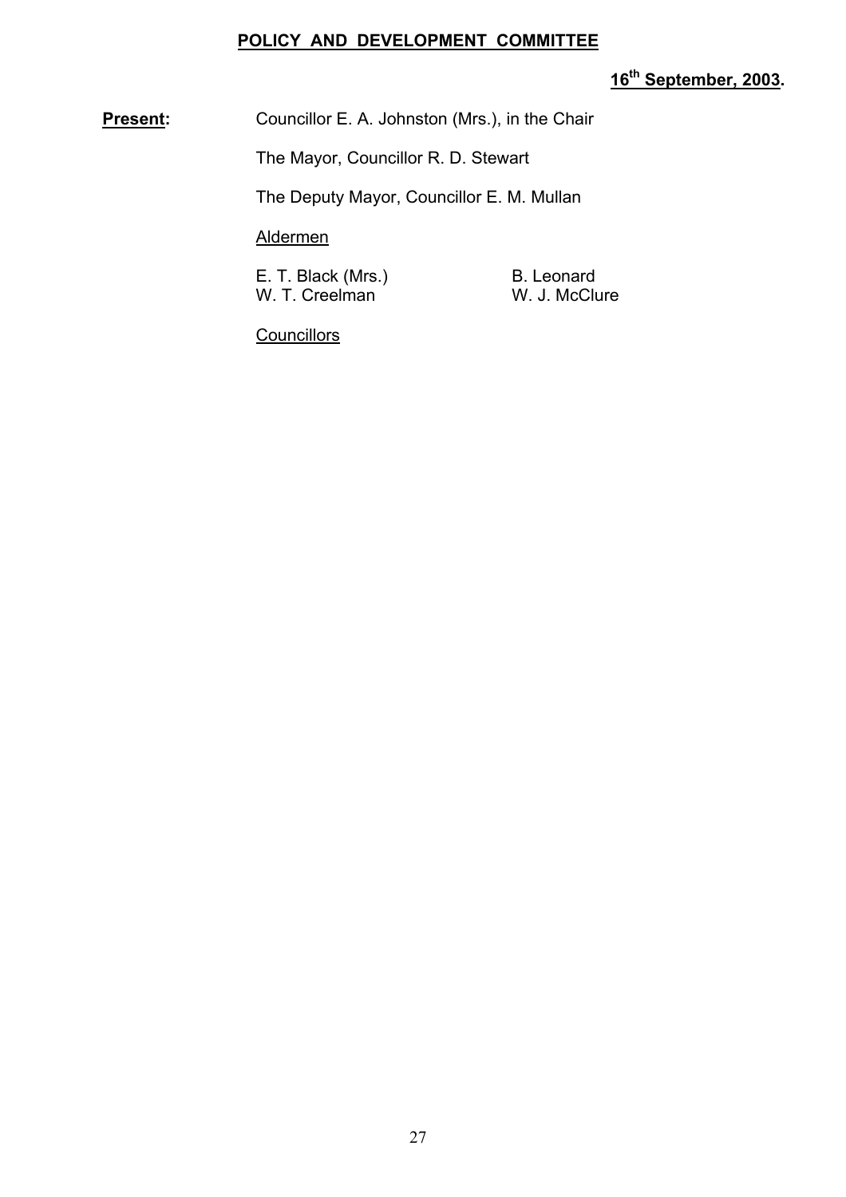**POLICY AND DEVELOPMENT COMMITTEE**

**16th September, 2003.**

**Present:** Councillor E. A. Johnston (Mrs.), in the Chair

The Mayor, Councillor R. D. Stewart

The Deputy Mayor, Councillor E. M. Mullan

Aldermen

E. T. Black (Mrs.)  
W. T. Creelman  
B. Leonard  
W. J. McClure

Councillors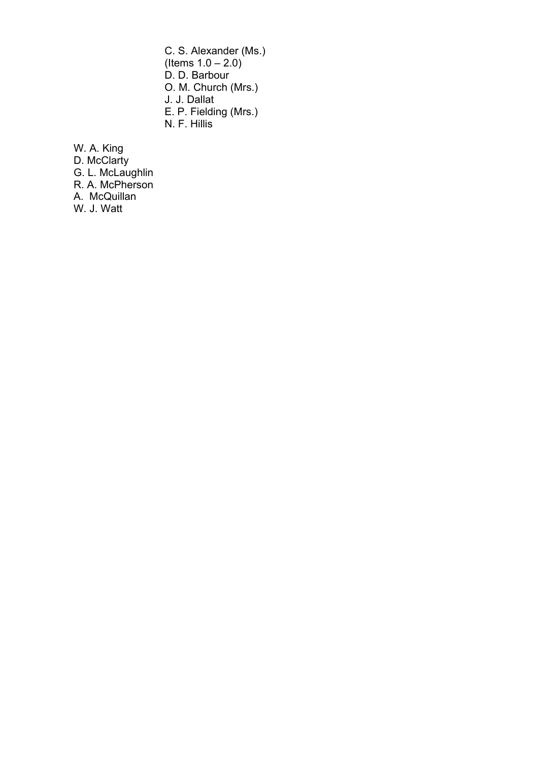C. S. Alexander (Ms.)
(Items 1.0 – 2.0)
D. D. Barbour
O. M. Church (Mrs.)
J. J. Dallat
E. P. Fielding (Mrs.)
N. F. Hillis

W. A. King
D. McClarty
G. L. McLaughlin
R. A. McPherson
A. McQuillan
W. J. Watt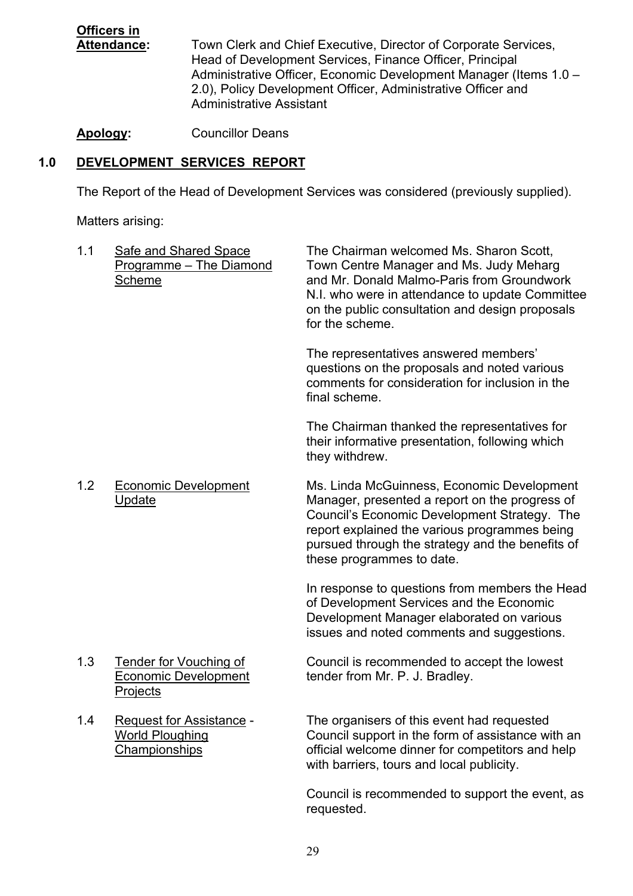**Officers in Attendance:** Town Clerk and Chief Executive, Director of Corporate Services, Head of Development Services, Finance Officer, Principal Administrative Officer, Economic Development Manager (Items 1.0 – 2.0), Policy Development Officer, Administrative Officer and Administrative Assistant

**Apology:** Councillor Deans

## 1.0 DEVELOPMENT SERVICES REPORT

The Report of the Head of Development Services was considered (previously supplied).

Matters arising:

1.1 Safe and Shared Space Programme – The Diamond Scheme

The Chairman welcomed Ms. Sharon Scott, Town Centre Manager and Ms. Judy Meharg and Mr. Donald Malmo-Paris from Groundwork N.I. who were in attendance to update Committee on the public consultation and design proposals for the scheme.

The representatives answered members' questions on the proposals and noted various comments for consideration for inclusion in the final scheme.

The Chairman thanked the representatives for their informative presentation, following which they withdrew.

1.2 Economic Development Update

Ms. Linda McGuinness, Economic Development Manager, presented a report on the progress of Council's Economic Development Strategy. The report explained the various programmes being pursued through the strategy and the benefits of these programmes to date.

In response to questions from members the Head of Development Services and the Economic Development Manager elaborated on various issues and noted comments and suggestions.

1.3 Tender for Vouching of Economic Development Projects

Council is recommended to accept the lowest tender from Mr. P. J. Bradley.

1.4 Request for Assistance - World Ploughing Championships

The organisers of this event had requested Council support in the form of assistance with an official welcome dinner for competitors and help with barriers, tours and local publicity.

Council is recommended to support the event, as requested.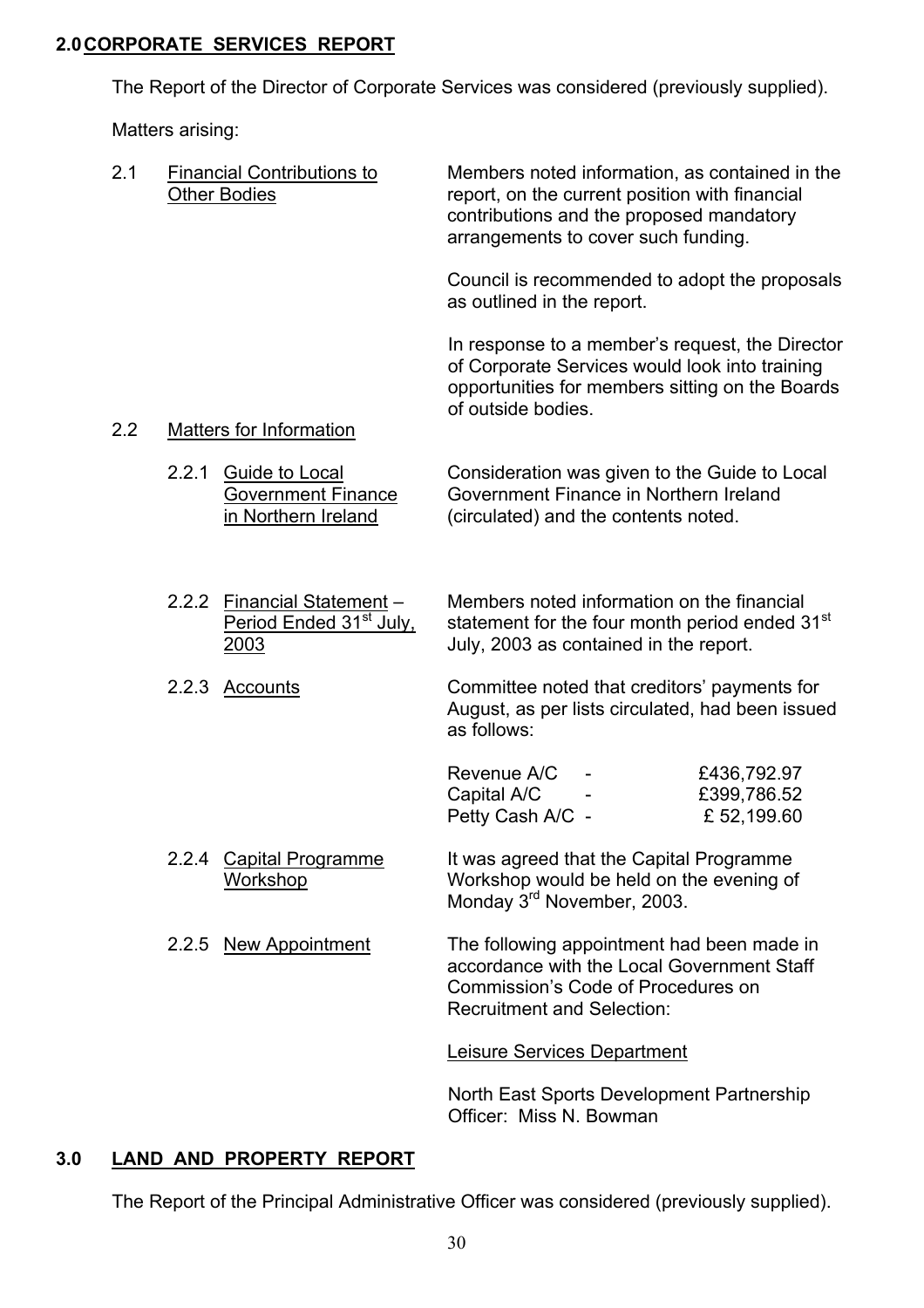## 2.0 CORPORATE SERVICES REPORT

The Report of the Director of Corporate Services was considered (previously supplied).

Matters arising:

2.1 Financial Contributions to Other Bodies

Members noted information, as contained in the report, on the current position with financial contributions and the proposed mandatory arrangements to cover such funding.

Council is recommended to adopt the proposals as outlined in the report.

In response to a member's request, the Director of Corporate Services would look into training opportunities for members sitting on the Boards of outside bodies.

2.2 Matters for Information

2.2.1 Guide to Local Government Finance in Northern Ireland

Consideration was given to the Guide to Local Government Finance in Northern Ireland (circulated) and the contents noted.

2.2.2 Financial Statement – Period Ended 31st July, 2003

Members noted information on the financial statement for the four month period ended 31st July, 2003 as contained in the report.

2.2.3 Accounts

Committee noted that creditors' payments for August, as per lists circulated, had been issued as follows:

| | | |
|---|---|---|
| Revenue A/C | - | £436,792.97 |
| Capital A/C | - | £399,786.52 |
| Petty Cash A/C | - | £ 52,199.60 |

2.2.4 Capital Programme Workshop

It was agreed that the Capital Programme Workshop would be held on the evening of Monday 3rd November, 2003.

2.2.5 New Appointment

The following appointment had been made in accordance with the Local Government Staff Commission's Code of Procedures on Recruitment and Selection:

Leisure Services Department

North East Sports Development Partnership Officer: Miss N. Bowman

## 3.0 LAND AND PROPERTY REPORT

The Report of the Principal Administrative Officer was considered (previously supplied).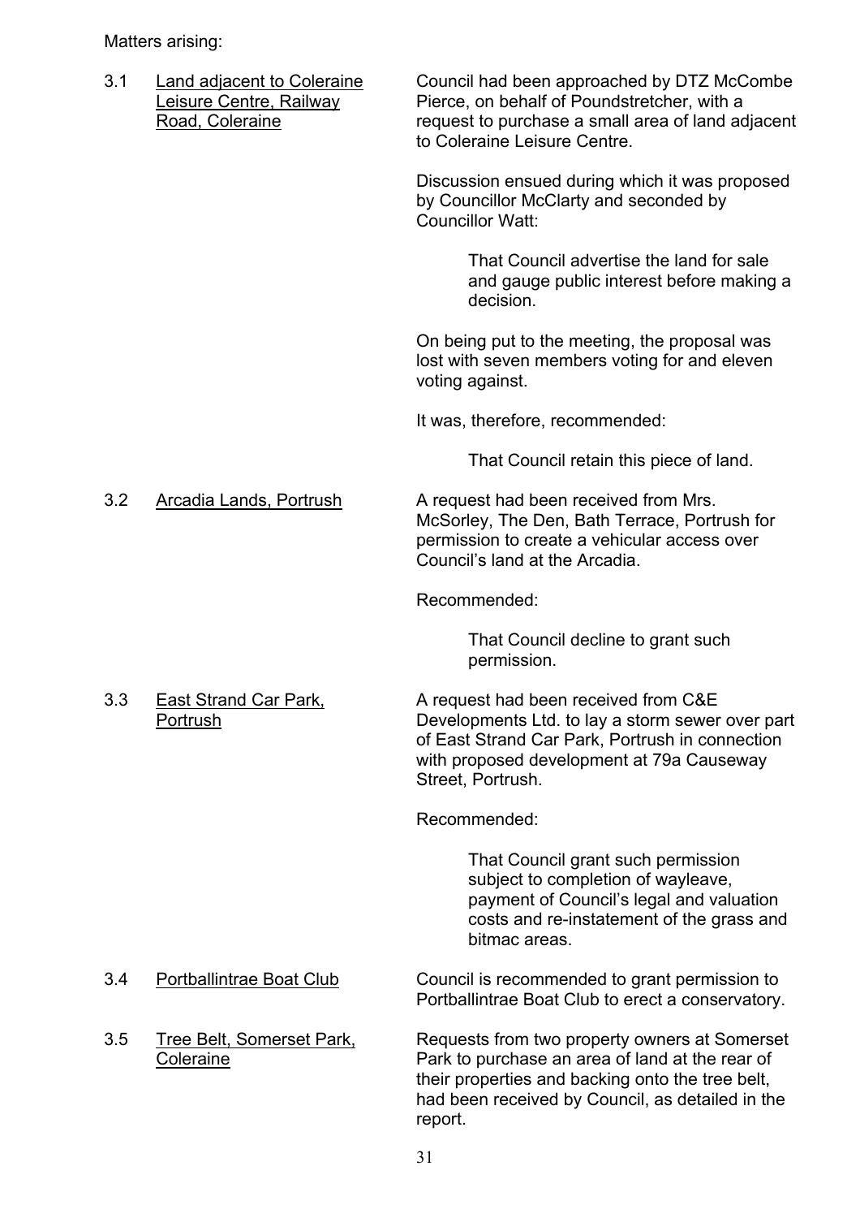Matters arising:

3.1 <u>Land adjacent to Coleraine Leisure Centre, Railway Road, Coleraine</u>

Council had been approached by DTZ McCombe Pierce, on behalf of Poundstretcher, with a request to purchase a small area of land adjacent to Coleraine Leisure Centre.

Discussion ensued during which it was proposed by Councillor McClarty and seconded by Councillor Watt:

> That Council advertise the land for sale and gauge public interest before making a decision.

On being put to the meeting, the proposal was lost with seven members voting for and eleven voting against.

It was, therefore, recommended:

> That Council retain this piece of land.

3.2 <u>Arcadia Lands, Portrush</u>

A request had been received from Mrs. McSorley, The Den, Bath Terrace, Portrush for permission to create a vehicular access over Council's land at the Arcadia.

Recommended:

> That Council decline to grant such permission.

3.3 <u>East Strand Car Park, Portrush</u>

A request had been received from C&E Developments Ltd. to lay a storm sewer over part of East Strand Car Park, Portrush in connection with proposed development at 79a Causeway Street, Portrush.

Recommended:

> That Council grant such permission subject to completion of wayleave, payment of Council's legal and valuation costs and re-instatement of the grass and bitmac areas.

3.4 <u>Portballintrae Boat Club</u>

Council is recommended to grant permission to Portballintrae Boat Club to erect a conservatory.

3.5 <u>Tree Belt, Somerset Park, Coleraine</u>

Requests from two property owners at Somerset Park to purchase an area of land at the rear of their properties and backing onto the tree belt, had been received by Council, as detailed in the report.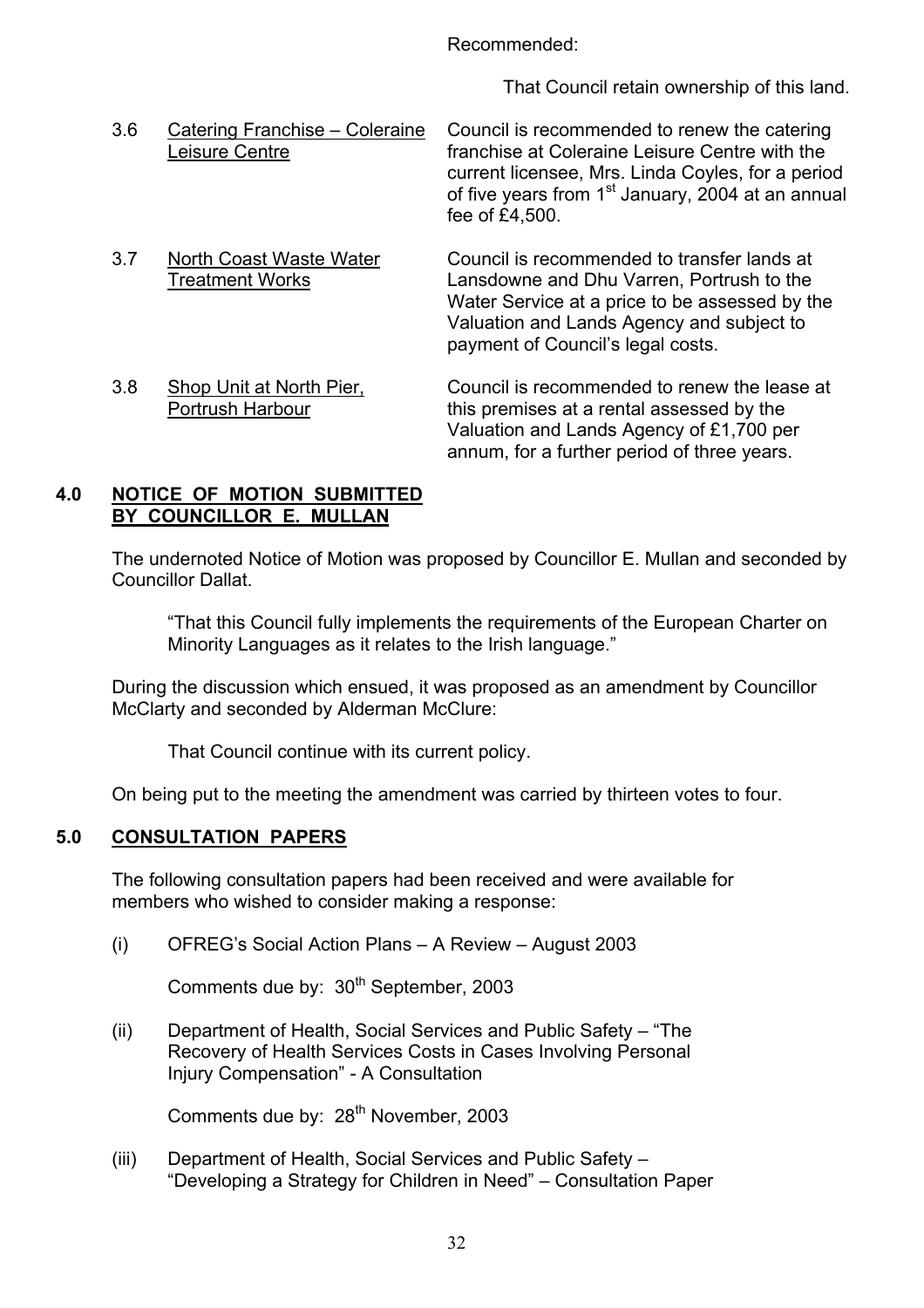Recommended:

That Council retain ownership of this land.

3.6 Catering Franchise – Coleraine Leisure Centre

Council is recommended to renew the catering franchise at Coleraine Leisure Centre with the current licensee, Mrs. Linda Coyles, for a period of five years from 1st January, 2004 at an annual fee of £4,500.

3.7 North Coast Waste Water Treatment Works

Council is recommended to transfer lands at Lansdowne and Dhu Varren, Portrush to the Water Service at a price to be assessed by the Valuation and Lands Agency and subject to payment of Council's legal costs.

3.8 Shop Unit at North Pier, Portrush Harbour

Council is recommended to renew the lease at this premises at a rental assessed by the Valuation and Lands Agency of £1,700 per annum, for a further period of three years.

## 4.0 NOTICE OF MOTION SUBMITTED BY COUNCILLOR E. MULLAN

The undernoted Notice of Motion was proposed by Councillor E. Mullan and seconded by Councillor Dallat.

"That this Council fully implements the requirements of the European Charter on Minority Languages as it relates to the Irish language."

During the discussion which ensued, it was proposed as an amendment by Councillor McClarty and seconded by Alderman McClure:

That Council continue with its current policy.

On being put to the meeting the amendment was carried by thirteen votes to four.

## 5.0 CONSULTATION PAPERS

The following consultation papers had been received and were available for members who wished to consider making a response:

(i) OFREG's Social Action Plans – A Review – August 2003

Comments due by: 30th September, 2003

(ii) Department of Health, Social Services and Public Safety – "The Recovery of Health Services Costs in Cases Involving Personal Injury Compensation" - A Consultation

Comments due by: 28th November, 2003

(iii) Department of Health, Social Services and Public Safety – "Developing a Strategy for Children in Need" – Consultation Paper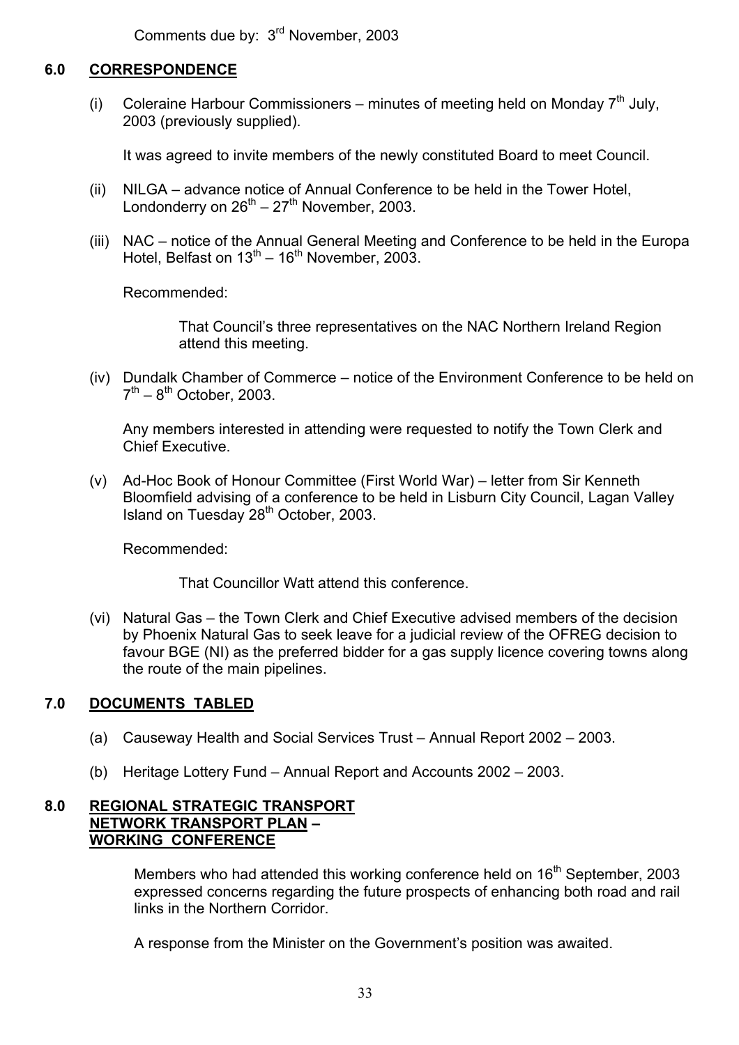Comments due by: 3rd November, 2003

## 6.0 CORRESPONDENCE

(i) Coleraine Harbour Commissioners – minutes of meeting held on Monday 7th July, 2003 (previously supplied).

It was agreed to invite members of the newly constituted Board to meet Council.

(ii) NILGA – advance notice of Annual Conference to be held in the Tower Hotel, Londonderry on 26th – 27th November, 2003.

(iii) NAC – notice of the Annual General Meeting and Conference to be held in the Europa Hotel, Belfast on 13th – 16th November, 2003.

Recommended:

> That Council's three representatives on the NAC Northern Ireland Region attend this meeting.

(iv) Dundalk Chamber of Commerce – notice of the Environment Conference to be held on 7th – 8th October, 2003.

Any members interested in attending were requested to notify the Town Clerk and Chief Executive.

(v) Ad-Hoc Book of Honour Committee (First World War) – letter from Sir Kenneth Bloomfield advising of a conference to be held in Lisburn City Council, Lagan Valley Island on Tuesday 28th October, 2003.

Recommended:

> That Councillor Watt attend this conference.

(vi) Natural Gas – the Town Clerk and Chief Executive advised members of the decision by Phoenix Natural Gas to seek leave for a judicial review of the OFREG decision to favour BGE (NI) as the preferred bidder for a gas supply licence covering towns along the route of the main pipelines.

## 7.0 DOCUMENTS TABLED

(a) Causeway Health and Social Services Trust – Annual Report 2002 – 2003.

(b) Heritage Lottery Fund – Annual Report and Accounts 2002 – 2003.

## 8.0 REGIONAL STRATEGIC TRANSPORT NETWORK TRANSPORT PLAN – WORKING CONFERENCE

Members who had attended this working conference held on 16th September, 2003 expressed concerns regarding the future prospects of enhancing both road and rail links in the Northern Corridor.

A response from the Minister on the Government's position was awaited.